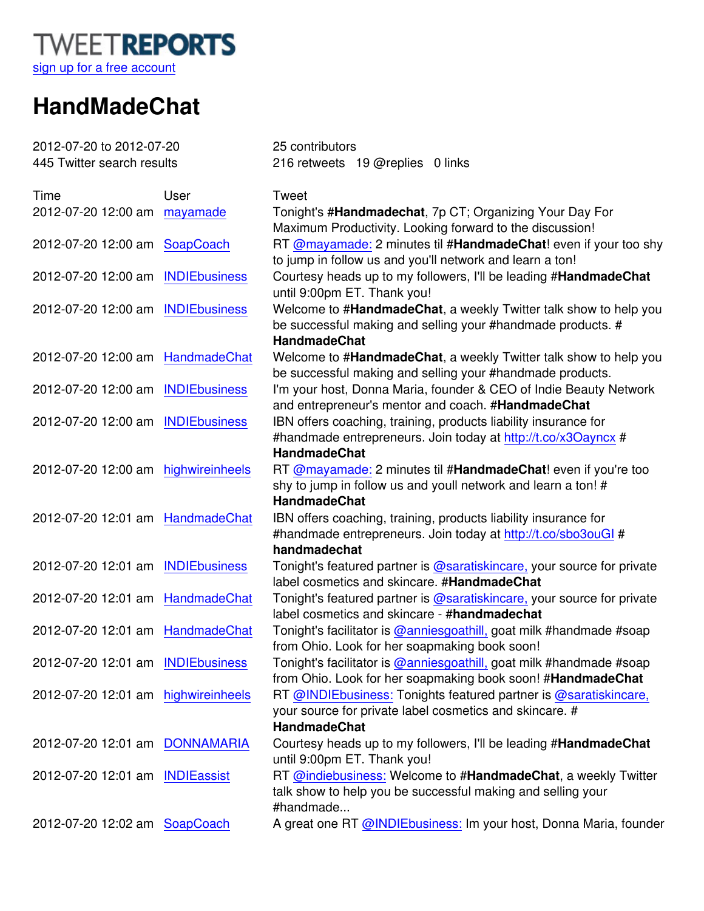TWEETREPORTS
sign up for a free account

# HandMadeChat

2012-07-20 to 2012-07-20
445 Twitter search results

25 contributors
216 retweets 19 @replies 0 links

| Time | User | Tweet |
|---|---|---|
| 2012-07-20 12:00 am | mayamade | Tonight's #**Handmadechat**, 7p CT; Organizing Your Day For Maximum Productivity. Looking forward to the discussion! |
| 2012-07-20 12:00 am | SoapCoach | RT @mayamade: 2 minutes til #**HandmadeChat**! even if your too shy to jump in follow us and you'll network and learn a ton! |
| 2012-07-20 12:00 am | INDIEbusiness | Courtesy heads up to my followers, I'll be leading #**HandmadeChat** until 9:00pm ET. Thank you! |
| 2012-07-20 12:00 am | INDIEbusiness | Welcome to #**HandmadeChat**, a weekly Twitter talk show to help you be successful making and selling your #handmade products. # **HandmadeChat** |
| 2012-07-20 12:00 am | HandmadeChat | Welcome to #**HandmadeChat**, a weekly Twitter talk show to help you be successful making and selling your #handmade products. |
| 2012-07-20 12:00 am | INDIEbusiness | I'm your host, Donna Maria, founder & CEO of Indie Beauty Network and entrepreneur's mentor and coach. #**HandmadeChat** |
| 2012-07-20 12:00 am | INDIEbusiness | IBN offers coaching, training, products liability insurance for #handmade entrepreneurs. Join today at http://t.co/x3Oayncx # **HandmadeChat** |
| 2012-07-20 12:00 am | highwireinheels | RT @mayamade: 2 minutes til #**HandmadeChat**! even if you're too shy to jump in follow us and youll network and learn a ton! # **HandmadeChat** |
| 2012-07-20 12:01 am | HandmadeChat | IBN offers coaching, training, products liability insurance for #handmade entrepreneurs. Join today at http://t.co/sbo3ouGI # **handmadechat** |
| 2012-07-20 12:01 am | INDIEbusiness | Tonight's featured partner is @saratiskincare, your source for private label cosmetics and skincare. #**HandmadeChat** |
| 2012-07-20 12:01 am | HandmadeChat | Tonight's featured partner is @saratiskincare, your source for private label cosmetics and skincare - #**handmadechat** |
| 2012-07-20 12:01 am | HandmadeChat | Tonight's facilitator is @anniesgoathill, goat milk #handmade #soap from Ohio. Look for her soapmaking book soon! |
| 2012-07-20 12:01 am | INDIEbusiness | Tonight's facilitator is @anniesgoathill, goat milk #handmade #soap from Ohio. Look for her soapmaking book soon! #**HandmadeChat** |
| 2012-07-20 12:01 am | highwireinheels | RT @INDIEbusiness: Tonights featured partner is @saratiskincare, your source for private label cosmetics and skincare. # **HandmadeChat** |
| 2012-07-20 12:01 am | DONNAMARIA | Courtesy heads up to my followers, I'll be leading #**HandmadeChat** until 9:00pm ET. Thank you! |
| 2012-07-20 12:01 am | INDIEassist | RT @indiebusiness: Welcome to #**HandmadeChat**, a weekly Twitter talk show to help you be successful making and selling your #handmade... |
| 2012-07-20 12:02 am | SoapCoach | A great one RT @INDIEbusiness: Im your host, Donna Maria, founder |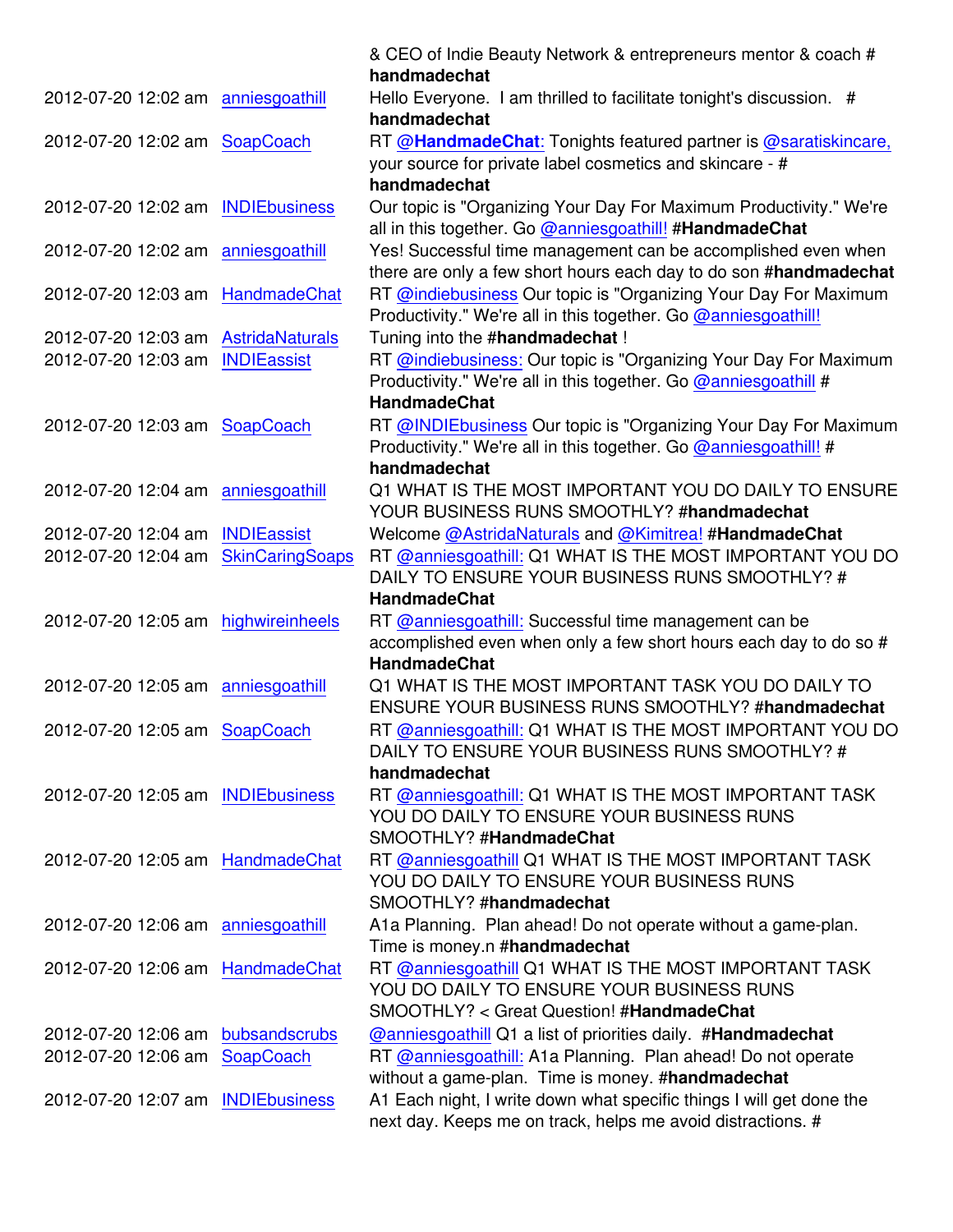| | | & CEO of Indie Beauty Network & entrepreneurs mentor & coach # **handmadechat** |
|---|---|---|
| 2012-07-20 12:02 am | anniesgoathill | Hello Everyone. I am thrilled to facilitate tonight's discussion. # **handmadechat** |
| 2012-07-20 12:02 am | SoapCoach | RT **@HandmadeChat:** Tonights featured partner is @saratiskincare, your source for private label cosmetics and skincare - # **handmadechat** |
| 2012-07-20 12:02 am | INDIEbusiness | Our topic is "Organizing Your Day For Maximum Productivity." We're all in this together. Go @anniesgoathill! **#HandmadeChat** |
| 2012-07-20 12:02 am | anniesgoathill | Yes! Successful time management can be accomplished even when there are only a few short hours each day to do son **#handmadechat** |
| 2012-07-20 12:03 am | HandmadeChat | RT @indiebusiness Our topic is "Organizing Your Day For Maximum Productivity." We're all in this together. Go @anniesgoathill! |
| 2012-07-20 12:03 am | AstridaNaturals | Tuning into the **#handmadechat** ! |
| 2012-07-20 12:03 am | INDIEassist | RT @indiebusiness: Our topic is "Organizing Your Day For Maximum Productivity." We're all in this together. Go @anniesgoathill # **HandmadeChat** |
| 2012-07-20 12:03 am | SoapCoach | RT @INDIEbusiness Our topic is "Organizing Your Day For Maximum Productivity." We're all in this together. Go @anniesgoathill! # **handmadechat** |
| 2012-07-20 12:04 am | anniesgoathill | Q1 WHAT IS THE MOST IMPORTANT YOU DO DAILY TO ENSURE YOUR BUSINESS RUNS SMOOTHLY? **#handmadechat** |
| 2012-07-20 12:04 am | INDIEassist | Welcome @AstridaNaturals and @Kimitrea! **#HandmadeChat** |
| 2012-07-20 12:04 am | SkinCaringSoaps | RT @anniesgoathill: Q1 WHAT IS THE MOST IMPORTANT YOU DO DAILY TO ENSURE YOUR BUSINESS RUNS SMOOTHLY? # **HandmadeChat** |
| 2012-07-20 12:05 am | highwireinheels | RT @anniesgoathill: Successful time management can be accomplished even when only a few short hours each day to do so # **HandmadeChat** |
| 2012-07-20 12:05 am | anniesgoathill | Q1 WHAT IS THE MOST IMPORTANT TASK YOU DO DAILY TO ENSURE YOUR BUSINESS RUNS SMOOTHLY? **#handmadechat** |
| 2012-07-20 12:05 am | SoapCoach | RT @anniesgoathill: Q1 WHAT IS THE MOST IMPORTANT YOU DO DAILY TO ENSURE YOUR BUSINESS RUNS SMOOTHLY? # **handmadechat** |
| 2012-07-20 12:05 am | INDIEbusiness | RT @anniesgoathill: Q1 WHAT IS THE MOST IMPORTANT TASK YOU DO DAILY TO ENSURE YOUR BUSINESS RUNS SMOOTHLY? **#HandmadeChat** |
| 2012-07-20 12:05 am | HandmadeChat | RT @anniesgoathill Q1 WHAT IS THE MOST IMPORTANT TASK YOU DO DAILY TO ENSURE YOUR BUSINESS RUNS SMOOTHLY? **#handmadechat** |
| 2012-07-20 12:06 am | anniesgoathill | A1a Planning. Plan ahead! Do not operate without a game-plan. Time is money.n **#handmadechat** |
| 2012-07-20 12:06 am | HandmadeChat | RT @anniesgoathill Q1 WHAT IS THE MOST IMPORTANT TASK YOU DO DAILY TO ENSURE YOUR BUSINESS RUNS SMOOTHLY? < Great Question! **#HandmadeChat** |
| 2012-07-20 12:06 am | bubsandscrubs | @anniesgoathill Q1 a list of priorities daily. **#Handmadechat** |
| 2012-07-20 12:06 am | SoapCoach | RT @anniesgoathill: A1a Planning. Plan ahead! Do not operate without a game-plan. Time is money. **#handmadechat** |
| 2012-07-20 12:07 am | INDIEbusiness | A1 Each night, I write down what specific things I will get done the next day. Keeps me on track, helps me avoid distractions. # |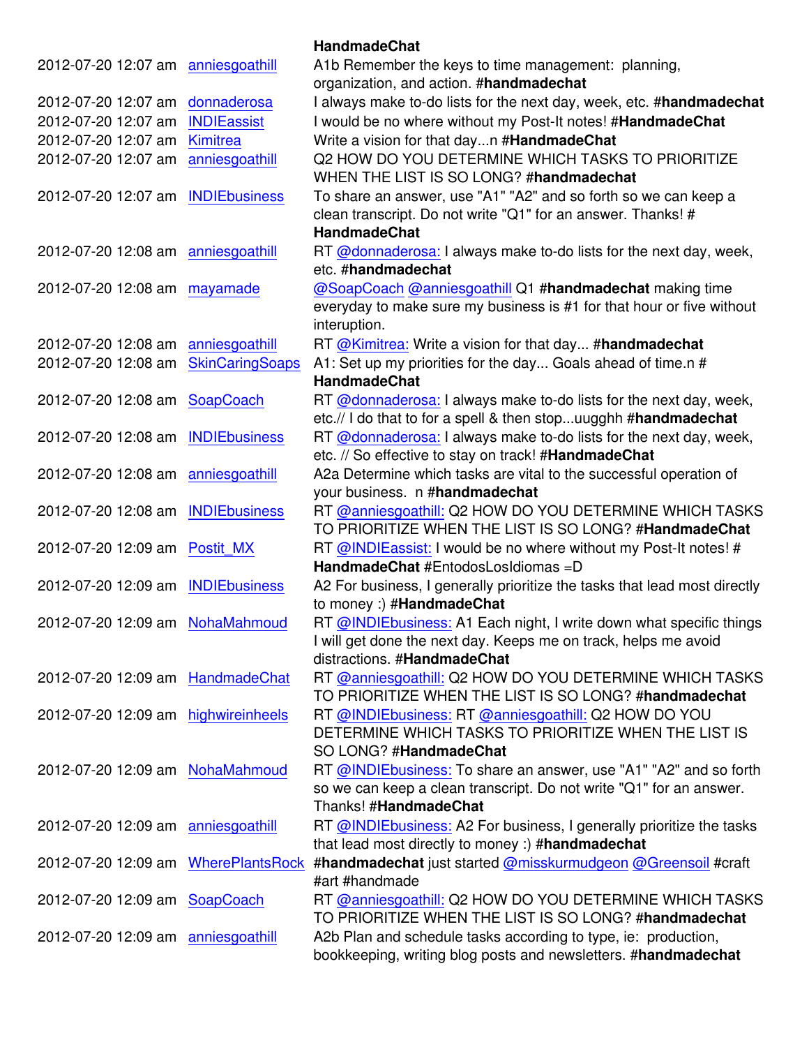| | | HandmadeChat |
|---|---|---|
| 2012-07-20 12:07 am | anniesgoathill | A1b Remember the keys to time management: planning, organization, and action. #**handmadechat** |
| 2012-07-20 12:07 am | donnaderosa | I always make to-do lists for the next day, week, etc. #**handmadechat** |
| 2012-07-20 12:07 am | INDIEassist | I would be no where without my Post-It notes! #**HandmadeChat** |
| 2012-07-20 12:07 am | Kimitrea | Write a vision for that day...n #**HandmadeChat** |
| 2012-07-20 12:07 am | anniesgoathill | Q2 HOW DO YOU DETERMINE WHICH TASKS TO PRIORITIZE WHEN THE LIST IS SO LONG? #**handmadechat** |
| 2012-07-20 12:07 am | INDIEbusiness | To share an answer, use "A1" "A2" and so forth so we can keep a clean transcript. Do not write "Q1" for an answer. Thanks! # **HandmadeChat** |
| 2012-07-20 12:08 am | anniesgoathill | RT @donnaderosa: I always make to-do lists for the next day, week, etc. #**handmadechat** |
| 2012-07-20 12:08 am | mayamade | @SoapCoach @anniesgoathill Q1 #**handmadechat** making time everyday to make sure my business is #1 for that hour or five without interuption. |
| 2012-07-20 12:08 am | anniesgoathill | RT @Kimitrea: Write a vision for that day... #**handmadechat** |
| 2012-07-20 12:08 am | SkinCaringSoaps | A1: Set up my priorities for the day... Goals ahead of time.n # **HandmadeChat** |
| 2012-07-20 12:08 am | SoapCoach | RT @donnaderosa: I always make to-do lists for the next day, week, etc.// I do that to for a spell & then stop...uugghh #**handmadechat** |
| 2012-07-20 12:08 am | INDIEbusiness | RT @donnaderosa: I always make to-do lists for the next day, week, etc. // So effective to stay on track! #**HandmadeChat** |
| 2012-07-20 12:08 am | anniesgoathill | A2a Determine which tasks are vital to the successful operation of your business. n #**handmadechat** |
| 2012-07-20 12:08 am | INDIEbusiness | RT @anniesgoathill: Q2 HOW DO YOU DETERMINE WHICH TASKS TO PRIORITIZE WHEN THE LIST IS SO LONG? #**HandmadeChat** |
| 2012-07-20 12:09 am | Postit_MX | RT @INDIEassist: I would be no where without my Post-It notes! # **HandmadeChat** #EntodosLosIdiomas =D |
| 2012-07-20 12:09 am | INDIEbusiness | A2 For business, I generally prioritize the tasks that lead most directly to money :) #**HandmadeChat** |
| 2012-07-20 12:09 am | NohaMahmoud | RT @INDIEbusiness: A1 Each night, I write down what specific things I will get done the next day. Keeps me on track, helps me avoid distractions. #**HandmadeChat** |
| 2012-07-20 12:09 am | HandmadeChat | RT @anniesgoathill: Q2 HOW DO YOU DETERMINE WHICH TASKS TO PRIORITIZE WHEN THE LIST IS SO LONG? #**handmadechat** |
| 2012-07-20 12:09 am | highwireinheels | RT @INDIEbusiness: RT @anniesgoathill: Q2 HOW DO YOU DETERMINE WHICH TASKS TO PRIORITIZE WHEN THE LIST IS SO LONG? #**HandmadeChat** |
| 2012-07-20 12:09 am | NohaMahmoud | RT @INDIEbusiness: To share an answer, use "A1" "A2" and so forth so we can keep a clean transcript. Do not write "Q1" for an answer. Thanks! #**HandmadeChat** |
| 2012-07-20 12:09 am | anniesgoathill | RT @INDIEbusiness: A2 For business, I generally prioritize the tasks that lead most directly to money :) #**handmadechat** |
| 2012-07-20 12:09 am | WherePlantsRock | #**handmadechat** just started @misskurmudgeon @Greensoil #craft #art #handmade |
| 2012-07-20 12:09 am | SoapCoach | RT @anniesgoathill: Q2 HOW DO YOU DETERMINE WHICH TASKS TO PRIORITIZE WHEN THE LIST IS SO LONG? #**handmadechat** |
| 2012-07-20 12:09 am | anniesgoathill | A2b Plan and schedule tasks according to type, ie: production, bookkeeping, writing blog posts and newsletters. #**handmadechat** |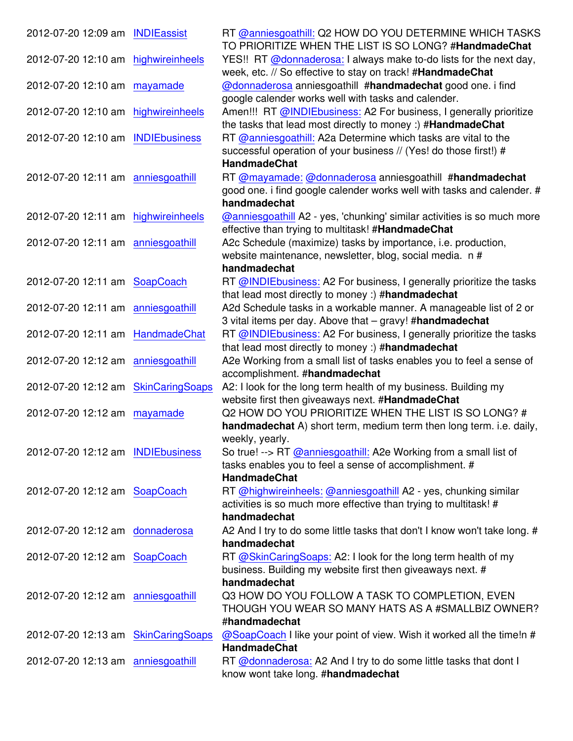| | | |
|---|---|---|
| 2012-07-20 12:09 am | INDIEassist | RT @anniesgoathill: Q2 HOW DO YOU DETERMINE WHICH TASKS TO PRIORITIZE WHEN THE LIST IS SO LONG? #**HandmadeChat** |
| 2012-07-20 12:10 am | highwireinheels | YES!! RT @donnaderosa: I always make to-do lists for the next day, week, etc. // So effective to stay on track! #**HandmadeChat** |
| 2012-07-20 12:10 am | mayamade | @donnaderosa anniesgoathill #**handmadechat** good one. i find google calender works well with tasks and calender. |
| 2012-07-20 12:10 am | highwireinheels | Amen!!! RT @INDIEbusiness: A2 For business, I generally prioritize the tasks that lead most directly to money :) #**HandmadeChat** |
| 2012-07-20 12:10 am | INDIEbusiness | RT @anniesgoathill: A2a Determine which tasks are vital to the successful operation of your business // (Yes! do those first!) # **HandmadeChat** |
| 2012-07-20 12:11 am | anniesgoathill | RT @mayamade: @donnaderosa anniesgoathill #**handmadechat** good one. i find google calender works well with tasks and calender. # **handmadechat** |
| 2012-07-20 12:11 am | highwireinheels | @anniesgoathill A2 - yes, 'chunking' similar activities is so much more effective than trying to multitask! #**HandmadeChat** |
| 2012-07-20 12:11 am | anniesgoathill | A2c Schedule (maximize) tasks by importance, i.e. production, website maintenance, newsletter, blog, social media. n # **handmadechat** |
| 2012-07-20 12:11 am | SoapCoach | RT @INDIEbusiness: A2 For business, I generally prioritize the tasks that lead most directly to money :) #**handmadechat** |
| 2012-07-20 12:11 am | anniesgoathill | A2d Schedule tasks in a workable manner. A manageable list of 2 or 3 vital items per day. Above that – gravy! #**handmadechat** |
| 2012-07-20 12:11 am | HandmadeChat | RT @INDIEbusiness: A2 For business, I generally prioritize the tasks that lead most directly to money :) #**handmadechat** |
| 2012-07-20 12:12 am | anniesgoathill | A2e Working from a small list of tasks enables you to feel a sense of accomplishment. #**handmadechat** |
| 2012-07-20 12:12 am | SkinCaringSoaps | A2: I look for the long term health of my business. Building my website first then giveaways next. #**HandmadeChat** |
| 2012-07-20 12:12 am | mayamade | Q2 HOW DO YOU PRIORITIZE WHEN THE LIST IS SO LONG? # **handmadechat** A) short term, medium term then long term. i.e. daily, weekly, yearly. |
| 2012-07-20 12:12 am | INDIEbusiness | So true! --> RT @anniesgoathill: A2e Working from a small list of tasks enables you to feel a sense of accomplishment. # **HandmadeChat** |
| 2012-07-20 12:12 am | SoapCoach | RT @highwireinheels: @anniesgoathill A2 - yes, chunking similar activities is so much more effective than trying to multitask! # **handmadechat** |
| 2012-07-20 12:12 am | donnaderosa | A2 And I try to do some little tasks that don't I know won't take long. # **handmadechat** |
| 2012-07-20 12:12 am | SoapCoach | RT @SkinCaringSoaps: A2: I look for the long term health of my business. Building my website first then giveaways next. # **handmadechat** |
| 2012-07-20 12:12 am | anniesgoathill | Q3 HOW DO YOU FOLLOW A TASK TO COMPLETION, EVEN THOUGH YOU WEAR SO MANY HATS AS A #SMALLBIZ OWNER? #**handmadechat** |
| 2012-07-20 12:13 am | SkinCaringSoaps | @SoapCoach I like your point of view. Wish it worked all the time!n # **HandmadeChat** |
| 2012-07-20 12:13 am | anniesgoathill | RT @donnaderosa: A2 And I try to do some little tasks that dont I know wont take long. #**handmadechat** |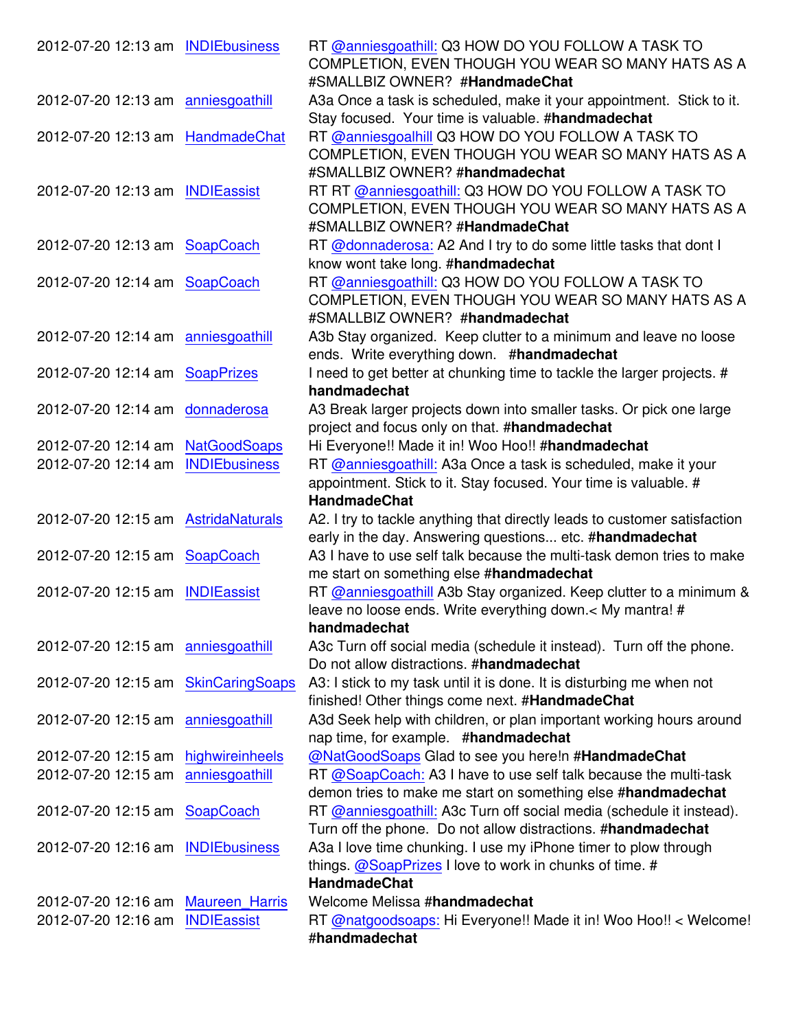| | | |
|---|---|---|
| 2012-07-20 12:13 am | INDIEbusiness | RT @anniesgoathill: Q3 HOW DO YOU FOLLOW A TASK TO COMPLETION, EVEN THOUGH YOU WEAR SO MANY HATS AS A #SMALLBIZ OWNER? **#HandmadeChat** |
| 2012-07-20 12:13 am | anniesgoathill | A3a Once a task is scheduled, make it your appointment. Stick to it. Stay focused. Your time is valuable. **#handmadechat** |
| 2012-07-20 12:13 am | HandmadeChat | RT @anniesgoalhill Q3 HOW DO YOU FOLLOW A TASK TO COMPLETION, EVEN THOUGH YOU WEAR SO MANY HATS AS A #SMALLBIZ OWNER? **#handmadechat** |
| 2012-07-20 12:13 am | INDIEassist | RT RT @anniesgoathill: Q3 HOW DO YOU FOLLOW A TASK TO COMPLETION, EVEN THOUGH YOU WEAR SO MANY HATS AS A #SMALLBIZ OWNER? **#HandmadeChat** |
| 2012-07-20 12:13 am | SoapCoach | RT @donnaderosa: A2 And I try to do some little tasks that dont I know wont take long. **#handmadechat** |
| 2012-07-20 12:14 am | SoapCoach | RT @anniesgoathill: Q3 HOW DO YOU FOLLOW A TASK TO COMPLETION, EVEN THOUGH YOU WEAR SO MANY HATS AS A #SMALLBIZ OWNER? **#handmadechat** |
| 2012-07-20 12:14 am | anniesgoathill | A3b Stay organized. Keep clutter to a minimum and leave no loose ends. Write everything down. **#handmadechat** |
| 2012-07-20 12:14 am | SoapPrizes | I need to get better at chunking time to tackle the larger projects. **# handmadechat** |
| 2012-07-20 12:14 am | donnaderosa | A3 Break larger projects down into smaller tasks. Or pick one large project and focus only on that. **#handmadechat** |
| 2012-07-20 12:14 am | NatGoodSoaps | Hi Everyone!! Made it in! Woo Hoo!! **#handmadechat** |
| 2012-07-20 12:14 am | INDIEbusiness | RT @anniesgoathill: A3a Once a task is scheduled, make it your appointment. Stick to it. Stay focused. Your time is valuable. **# HandmadeChat** |
| 2012-07-20 12:15 am | AstridaNaturals | A2. I try to tackle anything that directly leads to customer satisfaction early in the day. Answering questions... etc. **#handmadechat** |
| 2012-07-20 12:15 am | SoapCoach | A3 I have to use self talk because the multi-task demon tries to make me start on something else **#handmadechat** |
| 2012-07-20 12:15 am | INDIEassist | RT @anniesgoathill A3b Stay organized. Keep clutter to a minimum & leave no loose ends. Write everything down.< My mantra! **# handmadechat** |
| 2012-07-20 12:15 am | anniesgoathill | A3c Turn off social media (schedule it instead). Turn off the phone. Do not allow distractions. **#handmadechat** |
| 2012-07-20 12:15 am | SkinCaringSoaps | A3: I stick to my task until it is done. It is disturbing me when not finished! Other things come next. **#HandmadeChat** |
| 2012-07-20 12:15 am | anniesgoathill | A3d Seek help with children, or plan important working hours around nap time, for example. **#handmadechat** |
| 2012-07-20 12:15 am | highwireinheels | @NatGoodSoaps Glad to see you here!n **#HandmadeChat** |
| 2012-07-20 12:15 am | anniesgoathill | RT @SoapCoach: A3 I have to use self talk because the multi-task demon tries to make me start on something else **#handmadechat** |
| 2012-07-20 12:15 am | SoapCoach | RT @anniesgoathill: A3c Turn off social media (schedule it instead). Turn off the phone. Do not allow distractions. **#handmadechat** |
| 2012-07-20 12:16 am | INDIEbusiness | A3a I love time chunking. I use my iPhone timer to plow through things. @SoapPrizes I love to work in chunks of time. **# HandmadeChat** |
| 2012-07-20 12:16 am | Maureen_Harris | Welcome Melissa **#handmadechat** |
| 2012-07-20 12:16 am | INDIEassist | RT @natgoodsoaps: Hi Everyone!! Made it in! Woo Hoo!! < Welcome! **#handmadechat** |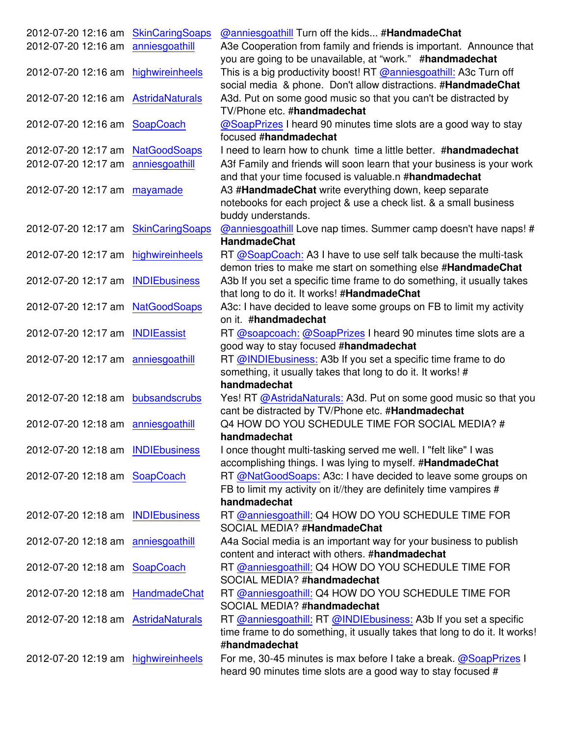| | | |
|---|---|---|
| 2012-07-20 12:16 am | SkinCaringSoaps | @anniesgoathill Turn off the kids... **#HandmadeChat** |
| 2012-07-20 12:16 am | anniesgoathill | A3e Cooperation from family and friends is important. Announce that you are going to be unavailable, at "work." **#handmadechat** |
| 2012-07-20 12:16 am | highwireinheels | This is a big productivity boost! RT @anniesgoathill: A3c Turn off social media & phone. Don't allow distractions. **#HandmadeChat** |
| 2012-07-20 12:16 am | AstridaNaturals | A3d. Put on some good music so that you can't be distracted by TV/Phone etc. **#handmadechat** |
| 2012-07-20 12:16 am | SoapCoach | @SoapPrizes I heard 90 minutes time slots are a good way to stay focused **#handmadechat** |
| 2012-07-20 12:17 am | NatGoodSoaps | I need to learn how to chunk time a little better. **#handmadechat** |
| 2012-07-20 12:17 am | anniesgoathill | A3f Family and friends will soon learn that your business is your work and that your time focused is valuable.n **#handmadechat** |
| 2012-07-20 12:17 am | mayamade | A3 **#HandmadeChat** write everything down, keep separate notebooks for each project & use a check list. & a small business buddy understands. |
| 2012-07-20 12:17 am | SkinCaringSoaps | @anniesgoathill Love nap times. Summer camp doesn't have naps! # **HandmadeChat** |
| 2012-07-20 12:17 am | highwireinheels | RT @SoapCoach: A3 I have to use self talk because the multi-task demon tries to make me start on something else **#HandmadeChat** |
| 2012-07-20 12:17 am | INDIEbusiness | A3b If you set a specific time frame to do something, it usually takes that long to do it. It works! **#HandmadeChat** |
| 2012-07-20 12:17 am | NatGoodSoaps | A3c: I have decided to leave some groups on FB to limit my activity on it. **#handmadechat** |
| 2012-07-20 12:17 am | INDIEassist | RT @soapcoach: @SoapPrizes I heard 90 minutes time slots are a good way to stay focused **#handmadechat** |
| 2012-07-20 12:17 am | anniesgoathill | RT @INDIEbusiness: A3b If you set a specific time frame to do something, it usually takes that long to do it. It works! # **handmadechat** |
| 2012-07-20 12:18 am | bubsandscrubs | Yes! RT @AstridaNaturals: A3d. Put on some good music so that you cant be distracted by TV/Phone etc. **#Handmadechat** |
| 2012-07-20 12:18 am | anniesgoathill | Q4 HOW DO YOU SCHEDULE TIME FOR SOCIAL MEDIA? # **handmadechat** |
| 2012-07-20 12:18 am | INDIEbusiness | I once thought multi-tasking served me well. I "felt like" I was accomplishing things. I was lying to myself. **#HandmadeChat** |
| 2012-07-20 12:18 am | SoapCoach | RT @NatGoodSoaps: A3c: I have decided to leave some groups on FB to limit my activity on it//they are definitely time vampires # **handmadechat** |
| 2012-07-20 12:18 am | INDIEbusiness | RT @anniesgoathill: Q4 HOW DO YOU SCHEDULE TIME FOR SOCIAL MEDIA? **#HandmadeChat** |
| 2012-07-20 12:18 am | anniesgoathill | A4a Social media is an important way for your business to publish content and interact with others. **#handmadechat** |
| 2012-07-20 12:18 am | SoapCoach | RT @anniesgoathill: Q4 HOW DO YOU SCHEDULE TIME FOR SOCIAL MEDIA? **#handmadechat** |
| 2012-07-20 12:18 am | HandmadeChat | RT @anniesgoathill: Q4 HOW DO YOU SCHEDULE TIME FOR SOCIAL MEDIA? **#handmadechat** |
| 2012-07-20 12:18 am | AstridaNaturals | RT @anniesgoathill: RT @INDIEbusiness: A3b If you set a specific time frame to do something, it usually takes that long to do it. It works! **#handmadechat** |
| 2012-07-20 12:19 am | highwireinheels | For me, 30-45 minutes is max before I take a break. @SoapPrizes I heard 90 minutes time slots are a good way to stay focused # |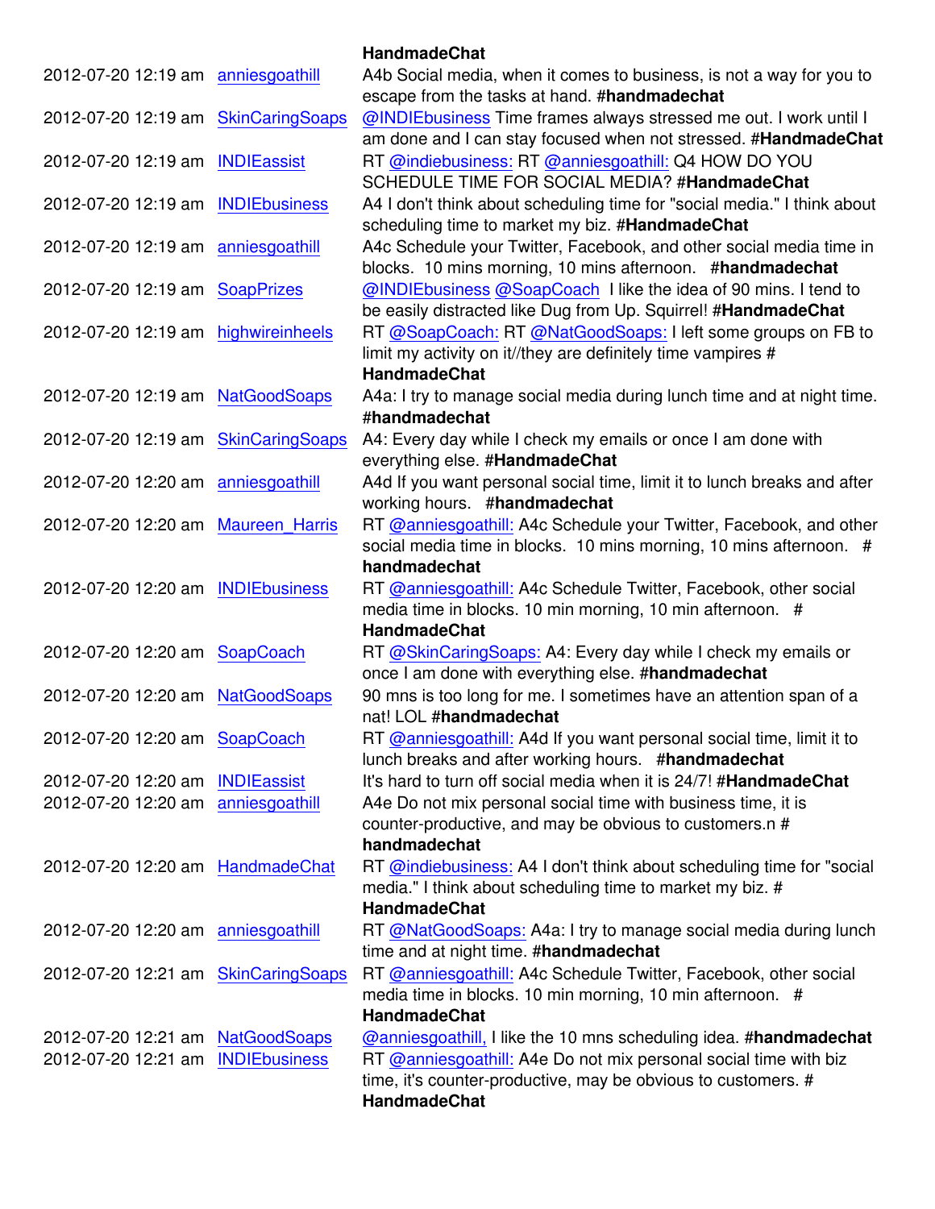| | | HandmadeChat |
|---|---|---|
| 2012-07-20 12:19 am | anniesgoathill | A4b Social media, when it comes to business, is not a way for you to escape from the tasks at hand. #**handmadechat** |
| 2012-07-20 12:19 am | SkinCaringSoaps | @INDIEbusiness Time frames always stressed me out. I work until I am done and I can stay focused when not stressed. #**HandmadeChat** |
| 2012-07-20 12:19 am | INDIEassist | RT @indiebusiness: RT @anniesgoathill: Q4 HOW DO YOU SCHEDULE TIME FOR SOCIAL MEDIA? #**HandmadeChat** |
| 2012-07-20 12:19 am | INDIEbusiness | A4 I don't think about scheduling time for "social media." I think about scheduling time to market my biz. #**HandmadeChat** |
| 2012-07-20 12:19 am | anniesgoathill | A4c Schedule your Twitter, Facebook, and other social media time in blocks. 10 mins morning, 10 mins afternoon. #**handmadechat** |
| 2012-07-20 12:19 am | SoapPrizes | @INDIEbusiness @SoapCoach I like the idea of 90 mins. I tend to be easily distracted like Dug from Up. Squirrel! #**HandmadeChat** |
| 2012-07-20 12:19 am | highwireinheels | RT @SoapCoach: RT @NatGoodSoaps: I left some groups on FB to limit my activity on it//they are definitely time vampires # **HandmadeChat** |
| 2012-07-20 12:19 am | NatGoodSoaps | A4a: I try to manage social media during lunch time and at night time. #**handmadechat** |
| 2012-07-20 12:19 am | SkinCaringSoaps | A4: Every day while I check my emails or once I am done with everything else. #**HandmadeChat** |
| 2012-07-20 12:20 am | anniesgoathill | A4d If you want personal social time, limit it to lunch breaks and after working hours. #**handmadechat** |
| 2012-07-20 12:20 am | Maureen_Harris | RT @anniesgoathill: A4c Schedule your Twitter, Facebook, and other social media time in blocks. 10 mins morning, 10 mins afternoon. # **handmadechat** |
| 2012-07-20 12:20 am | INDIEbusiness | RT @anniesgoathill: A4c Schedule Twitter, Facebook, other social media time in blocks. 10 min morning, 10 min afternoon. # **HandmadeChat** |
| 2012-07-20 12:20 am | SoapCoach | RT @SkinCaringSoaps: A4: Every day while I check my emails or once I am done with everything else. #**handmadechat** |
| 2012-07-20 12:20 am | NatGoodSoaps | 90 mns is too long for me. I sometimes have an attention span of a nat! LOL #**handmadechat** |
| 2012-07-20 12:20 am | SoapCoach | RT @anniesgoathill: A4d If you want personal social time, limit it to lunch breaks and after working hours. #**handmadechat** |
| 2012-07-20 12:20 am | INDIEassist | It's hard to turn off social media when it is 24/7! #**HandmadeChat** |
| 2012-07-20 12:20 am | anniesgoathill | A4e Do not mix personal social time with business time, it is counter-productive, and may be obvious to customers.n # **handmadechat** |
| 2012-07-20 12:20 am | HandmadeChat | RT @indiebusiness: A4 I don't think about scheduling time for "social media." I think about scheduling time to market my biz. # **HandmadeChat** |
| 2012-07-20 12:20 am | anniesgoathill | RT @NatGoodSoaps: A4a: I try to manage social media during lunch time and at night time. #**handmadechat** |
| 2012-07-20 12:21 am | SkinCaringSoaps | RT @anniesgoathill: A4c Schedule Twitter, Facebook, other social media time in blocks. 10 min morning, 10 min afternoon. # **HandmadeChat** |
| 2012-07-20 12:21 am | NatGoodSoaps | @anniesgoathill, I like the 10 mns scheduling idea. #**handmadechat** |
| 2012-07-20 12:21 am | INDIEbusiness | RT @anniesgoathill: A4e Do not mix personal social time with biz time, it's counter-productive, may be obvious to customers. # **HandmadeChat** |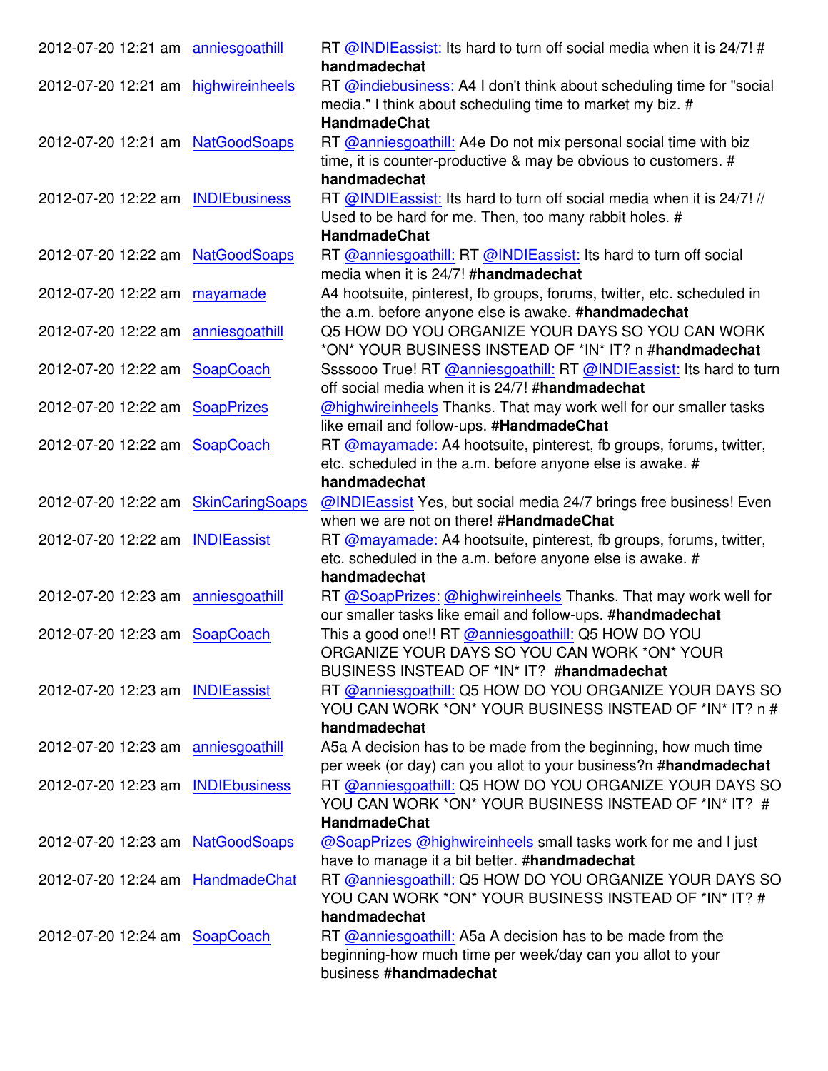| | | |
|---|---|---|
| 2012-07-20 12:21 am | anniesgoathill | RT @INDIEassist: Its hard to turn off social media when it is 24/7! # **handmadechat** |
| 2012-07-20 12:21 am | highwireinheels | RT @indiebusiness: A4 I don't think about scheduling time for "social media." I think about scheduling time to market my biz. # **HandmadeChat** |
| 2012-07-20 12:21 am | NatGoodSoaps | RT @anniesgoathill: A4e Do not mix personal social time with biz time, it is counter-productive & may be obvious to customers. # **handmadechat** |
| 2012-07-20 12:22 am | INDIEbusiness | RT @INDIEassist: Its hard to turn off social media when it is 24/7! // Used to be hard for me. Then, too many rabbit holes. # **HandmadeChat** |
| 2012-07-20 12:22 am | NatGoodSoaps | RT @anniesgoathill: RT @INDIEassist: Its hard to turn off social media when it is 24/7! #**handmadechat** |
| 2012-07-20 12:22 am | mayamade | A4 hootsuite, pinterest, fb groups, forums, twitter, etc. scheduled in the a.m. before anyone else is awake. #**handmadechat** |
| 2012-07-20 12:22 am | anniesgoathill | Q5 HOW DO YOU ORGANIZE YOUR DAYS SO YOU CAN WORK *ON* YOUR BUSINESS INSTEAD OF *IN* IT? n #**handmadechat** |
| 2012-07-20 12:22 am | SoapCoach | Ssssooo True! RT @anniesgoathill: RT @INDIEassist: Its hard to turn off social media when it is 24/7! #**handmadechat** |
| 2012-07-20 12:22 am | SoapPrizes | @highwireinheels Thanks. That may work well for our smaller tasks like email and follow-ups. #**HandmadeChat** |
| 2012-07-20 12:22 am | SoapCoach | RT @mayamade: A4 hootsuite, pinterest, fb groups, forums, twitter, etc. scheduled in the a.m. before anyone else is awake. # **handmadechat** |
| 2012-07-20 12:22 am | SkinCaringSoaps | @INDIEassist Yes, but social media 24/7 brings free business! Even when we are not on there! #**HandmadeChat** |
| 2012-07-20 12:22 am | INDIEassist | RT @mayamade: A4 hootsuite, pinterest, fb groups, forums, twitter, etc. scheduled in the a.m. before anyone else is awake. # **handmadechat** |
| 2012-07-20 12:23 am | anniesgoathill | RT @SoapPrizes: @highwireinheels Thanks. That may work well for our smaller tasks like email and follow-ups. #**handmadechat** |
| 2012-07-20 12:23 am | SoapCoach | This a good one!! RT @anniesgoathill: Q5 HOW DO YOU ORGANIZE YOUR DAYS SO YOU CAN WORK *ON* YOUR BUSINESS INSTEAD OF *IN* IT? #**handmadechat** |
| 2012-07-20 12:23 am | INDIEassist | RT @anniesgoathill: Q5 HOW DO YOU ORGANIZE YOUR DAYS SO YOU CAN WORK *ON* YOUR BUSINESS INSTEAD OF *IN* IT? n # **handmadechat** |
| 2012-07-20 12:23 am | anniesgoathill | A5a A decision has to be made from the beginning, how much time per week (or day) can you allot to your business?n #**handmadechat** |
| 2012-07-20 12:23 am | INDIEbusiness | RT @anniesgoathill: Q5 HOW DO YOU ORGANIZE YOUR DAYS SO YOU CAN WORK *ON* YOUR BUSINESS INSTEAD OF *IN* IT? # **HandmadeChat** |
| 2012-07-20 12:23 am | NatGoodSoaps | @SoapPrizes @highwireinheels small tasks work for me and I just have to manage it a bit better. #**handmadechat** |
| 2012-07-20 12:24 am | HandmadeChat | RT @anniesgoathill: Q5 HOW DO YOU ORGANIZE YOUR DAYS SO YOU CAN WORK *ON* YOUR BUSINESS INSTEAD OF *IN* IT? # **handmadechat** |
| 2012-07-20 12:24 am | SoapCoach | RT @anniesgoathill: A5a A decision has to be made from the beginning-how much time per week/day can you allot to your business #**handmadechat** |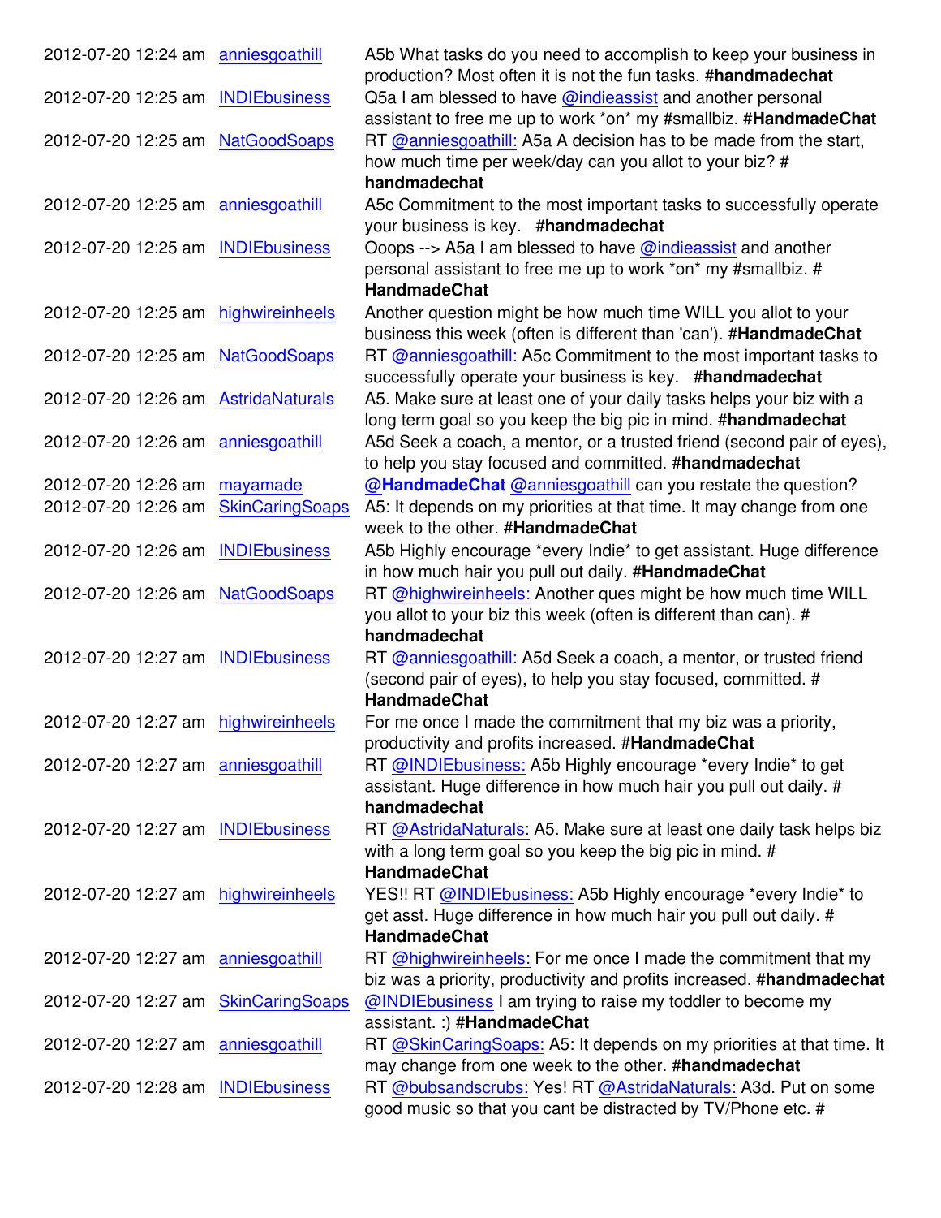| | | |
|---|---|---|
| 2012-07-20 12:24 am | anniesgoathill | A5b What tasks do you need to accomplish to keep your business in production? Most often it is not the fun tasks. **#handmadechat** |
| 2012-07-20 12:25 am | INDIEbusiness | Q5a I am blessed to have @indieassist and another personal assistant to free me up to work *on* my #smallbiz. **#HandmadeChat** |
| 2012-07-20 12:25 am | NatGoodSoaps | RT @anniesgoathill: A5a A decision has to be made from the start, how much time per week/day can you allot to your biz? # **handmadechat** |
| 2012-07-20 12:25 am | anniesgoathill | A5c Commitment to the most important tasks to successfully operate your business is key. **#handmadechat** |
| 2012-07-20 12:25 am | INDIEbusiness | Ooops --> A5a I am blessed to have @indieassist and another personal assistant to free me up to work *on* my #smallbiz. # **HandmadeChat** |
| 2012-07-20 12:25 am | highwireinheels | Another question might be how much time WILL you allot to your business this week (often is different than 'can'). **#HandmadeChat** |
| 2012-07-20 12:25 am | NatGoodSoaps | RT @anniesgoathill: A5c Commitment to the most important tasks to successfully operate your business is key. **#handmadechat** |
| 2012-07-20 12:26 am | AstridaNaturals | A5. Make sure at least one of your daily tasks helps your biz with a long term goal so you keep the big pic in mind. **#handmadechat** |
| 2012-07-20 12:26 am | anniesgoathill | A5d Seek a coach, a mentor, or a trusted friend (second pair of eyes), to help you stay focused and committed. **#handmadechat** |
| 2012-07-20 12:26 am | mayamade | **@HandmadeChat** @anniesgoathill can you restate the question? |
| 2012-07-20 12:26 am | SkinCaringSoaps | A5: It depends on my priorities at that time. It may change from one week to the other. **#HandmadeChat** |
| 2012-07-20 12:26 am | INDIEbusiness | A5b Highly encourage *every Indie* to get assistant. Huge difference in how much hair you pull out daily. **#HandmadeChat** |
| 2012-07-20 12:26 am | NatGoodSoaps | RT @highwireinheels: Another ques might be how much time WILL you allot to your biz this week (often is different than can). # **handmadechat** |
| 2012-07-20 12:27 am | INDIEbusiness | RT @anniesgoathill: A5d Seek a coach, a mentor, or trusted friend (second pair of eyes), to help you stay focused, committed. # **HandmadeChat** |
| 2012-07-20 12:27 am | highwireinheels | For me once I made the commitment that my biz was a priority, productivity and profits increased. **#HandmadeChat** |
| 2012-07-20 12:27 am | anniesgoathill | RT @INDIEbusiness: A5b Highly encourage *every Indie* to get assistant. Huge difference in how much hair you pull out daily. # **handmadechat** |
| 2012-07-20 12:27 am | INDIEbusiness | RT @AstridaNaturals: A5. Make sure at least one daily task helps biz with a long term goal so you keep the big pic in mind. # **HandmadeChat** |
| 2012-07-20 12:27 am | highwireinheels | YES!! RT @INDIEbusiness: A5b Highly encourage *every Indie* to get asst. Huge difference in how much hair you pull out daily. # **HandmadeChat** |
| 2012-07-20 12:27 am | anniesgoathill | RT @highwireinheels: For me once I made the commitment that my biz was a priority, productivity and profits increased. **#handmadechat** |
| 2012-07-20 12:27 am | SkinCaringSoaps | @INDIEbusiness I am trying to raise my toddler to become my assistant. :) **#HandmadeChat** |
| 2012-07-20 12:27 am | anniesgoathill | RT @SkinCaringSoaps: A5: It depends on my priorities at that time. It may change from one week to the other. **#handmadechat** |
| 2012-07-20 12:28 am | INDIEbusiness | RT @bubsandscrubs: Yes! RT @AstridaNaturals: A3d. Put on some good music so that you cant be distracted by TV/Phone etc. # |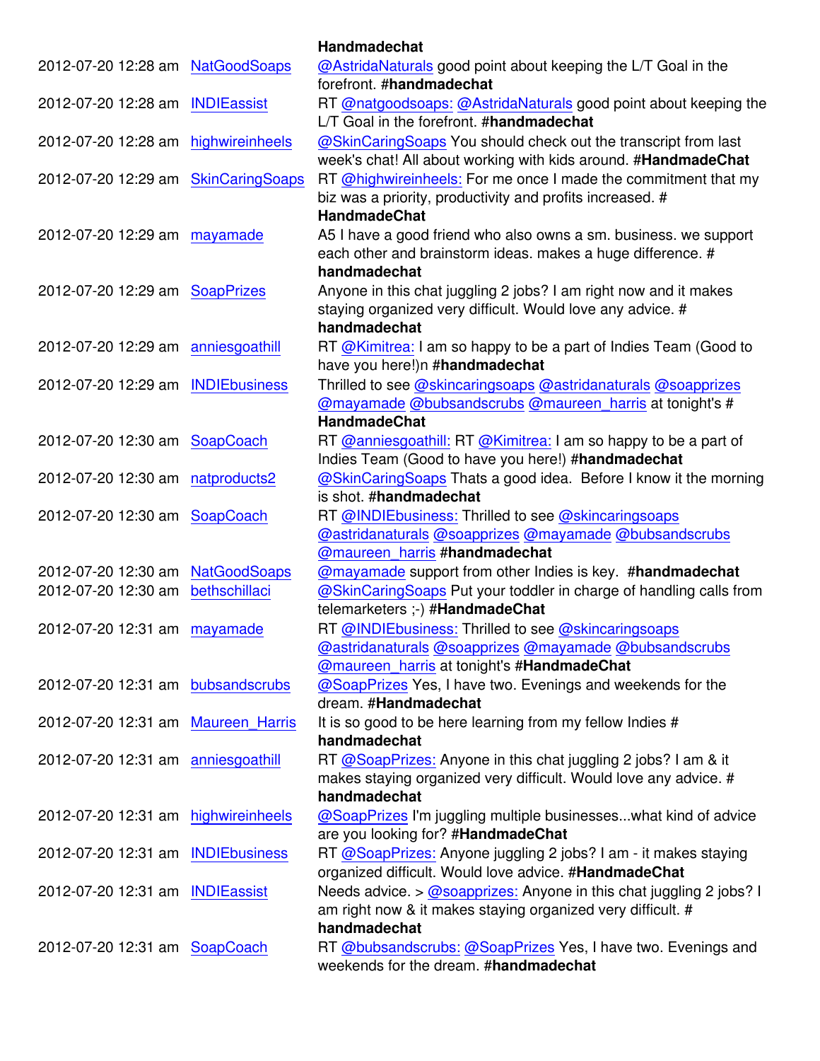| | | Handmadechat |
|---|---|---|
| 2012-07-20 12:28 am | NatGoodSoaps | @AstridaNaturals good point about keeping the L/T Goal in the forefront. #**handmadechat** |
| 2012-07-20 12:28 am | INDIEassist | RT @natgoodsoaps: @AstridaNaturals good point about keeping the L/T Goal in the forefront. #**handmadechat** |
| 2012-07-20 12:28 am | highwireinheels | @SkinCaringSoaps You should check out the transcript from last week's chat! All about working with kids around. #**HandmadeChat** |
| 2012-07-20 12:29 am | SkinCaringSoaps | RT @highwireinheels: For me once I made the commitment that my biz was a priority, productivity and profits increased. # **HandmadeChat** |
| 2012-07-20 12:29 am | mayamade | A5 I have a good friend who also owns a sm. business. we support each other and brainstorm ideas. makes a huge difference. # **handmadechat** |
| 2012-07-20 12:29 am | SoapPrizes | Anyone in this chat juggling 2 jobs? I am right now and it makes staying organized very difficult. Would love any advice. # **handmadechat** |
| 2012-07-20 12:29 am | anniesgoathill | RT @Kimitrea: I am so happy to be a part of Indies Team (Good to have you here!)n #**handmadechat** |
| 2012-07-20 12:29 am | INDIEbusiness | Thrilled to see @skincaringsoaps @astridanaturals @soapprizes @mayamade @bubsandscrubs @maureen_harris at tonight's # **HandmadeChat** |
| 2012-07-20 12:30 am | SoapCoach | RT @anniesgoathill: RT @Kimitrea: I am so happy to be a part of Indies Team (Good to have you here!) #**handmadechat** |
| 2012-07-20 12:30 am | natproducts2 | @SkinCaringSoaps Thats a good idea. Before I know it the morning is shot. #**handmadechat** |
| 2012-07-20 12:30 am | SoapCoach | RT @INDIEbusiness: Thrilled to see @skincaringsoaps @astridanaturals @soapprizes @mayamade @bubsandscrubs @maureen_harris #**handmadechat** |
| 2012-07-20 12:30 am | NatGoodSoaps | @mayamade support from other Indies is key. #**handmadechat** |
| 2012-07-20 12:30 am | bethschillaci | @SkinCaringSoaps Put your toddler in charge of handling calls from telemarketers ;-) #**HandmadeChat** |
| 2012-07-20 12:31 am | mayamade | RT @INDIEbusiness: Thrilled to see @skincaringsoaps @astridanaturals @soapprizes @mayamade @bubsandscrubs @maureen_harris at tonight's #**HandmadeChat** |
| 2012-07-20 12:31 am | bubsandscrubs | @SoapPrizes Yes, I have two. Evenings and weekends for the dream. #**Handmadechat** |
| 2012-07-20 12:31 am | Maureen_Harris | It is so good to be here learning from my fellow Indies # **handmadechat** |
| 2012-07-20 12:31 am | anniesgoathill | RT @SoapPrizes: Anyone in this chat juggling 2 jobs? I am & it makes staying organized very difficult. Would love any advice. # **handmadechat** |
| 2012-07-20 12:31 am | highwireinheels | @SoapPrizes I'm juggling multiple businesses...what kind of advice are you looking for? #**HandmadeChat** |
| 2012-07-20 12:31 am | INDIEbusiness | RT @SoapPrizes: Anyone juggling 2 jobs? I am - it makes staying organized difficult. Would love advice. #**HandmadeChat** |
| 2012-07-20 12:31 am | INDIEassist | Needs advice. > @soapprizes: Anyone in this chat juggling 2 jobs? I am right now & it makes staying organized very difficult. # **handmadechat** |
| 2012-07-20 12:31 am | SoapCoach | RT @bubsandscrubs: @SoapPrizes Yes, I have two. Evenings and weekends for the dream. #**handmadechat** |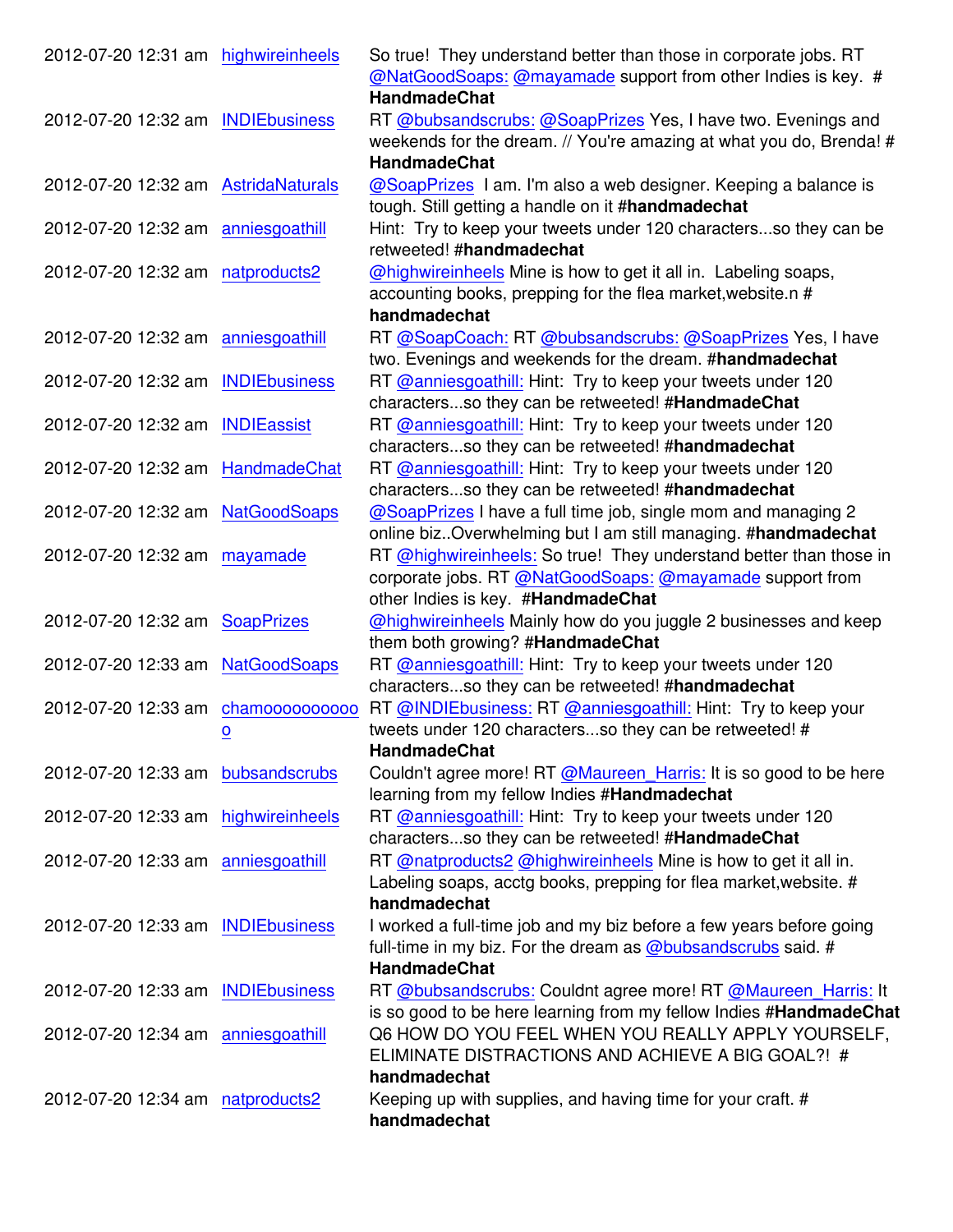| | | |
|---|---|---|
| 2012-07-20 12:31 am | highwireinheels | So true! They understand better than those in corporate jobs. RT @NatGoodSoaps: @mayamade support from other Indies is key. # **HandmadeChat** |
| 2012-07-20 12:32 am | INDIEbusiness | RT @bubsandscrubs: @SoapPrizes Yes, I have two. Evenings and weekends for the dream. // You're amazing at what you do, Brenda! # **HandmadeChat** |
| 2012-07-20 12:32 am | AstridaNaturals | @SoapPrizes I am. I'm also a web designer. Keeping a balance is tough. Still getting a handle on it #**handmadechat** |
| 2012-07-20 12:32 am | anniesgoathill | Hint: Try to keep your tweets under 120 characters...so they can be retweeted! #**handmadechat** |
| 2012-07-20 12:32 am | natproducts2 | @highwireinheels Mine is how to get it all in. Labeling soaps, accounting books, prepping for the flea market,website.n # **handmadechat** |
| 2012-07-20 12:32 am | anniesgoathill | RT @SoapCoach: RT @bubsandscrubs: @SoapPrizes Yes, I have two. Evenings and weekends for the dream. #**handmadechat** |
| 2012-07-20 12:32 am | INDIEbusiness | RT @anniesgoathill: Hint: Try to keep your tweets under 120 characters...so they can be retweeted! #**HandmadeChat** |
| 2012-07-20 12:32 am | INDIEassist | RT @anniesgoathill: Hint: Try to keep your tweets under 120 characters...so they can be retweeted! #**handmadechat** |
| 2012-07-20 12:32 am | HandmadeChat | RT @anniesgoathill: Hint: Try to keep your tweets under 120 characters...so they can be retweeted! #**handmadechat** |
| 2012-07-20 12:32 am | NatGoodSoaps | @SoapPrizes I have a full time job, single mom and managing 2 online biz..Overwhelming but I am still managing. #**handmadechat** |
| 2012-07-20 12:32 am | mayamade | RT @highwireinheels: So true! They understand better than those in corporate jobs. RT @NatGoodSoaps: @mayamade support from other Indies is key. #**HandmadeChat** |
| 2012-07-20 12:32 am | SoapPrizes | @highwireinheels Mainly how do you juggle 2 businesses and keep them both growing? #**HandmadeChat** |
| 2012-07-20 12:33 am | NatGoodSoaps | RT @anniesgoathill: Hint: Try to keep your tweets under 120 characters...so they can be retweeted! #**handmadechat** |
| 2012-07-20 12:33 am | chamoooooooooo | RT @INDIEbusiness: RT @anniesgoathill: Hint: Try to keep your tweets under 120 characters...so they can be retweeted! # **HandmadeChat** |
| 2012-07-20 12:33 am | bubsandscrubs | Couldn't agree more! RT @Maureen_Harris: It is so good to be here learning from my fellow Indies #**Handmadechat** |
| 2012-07-20 12:33 am | highwireinheels | RT @anniesgoathill: Hint: Try to keep your tweets under 120 characters...so they can be retweeted! #**HandmadeChat** |
| 2012-07-20 12:33 am | anniesgoathill | RT @natproducts2 @highwireinheels Mine is how to get it all in. Labeling soaps, acctg books, prepping for flea market,website. # **handmadechat** |
| 2012-07-20 12:33 am | INDIEbusiness | I worked a full-time job and my biz before a few years before going full-time in my biz. For the dream as @bubsandscrubs said. # **HandmadeChat** |
| 2012-07-20 12:33 am | INDIEbusiness | RT @bubsandscrubs: Couldnt agree more! RT @Maureen_Harris: It is so good to be here learning from my fellow Indies #**HandmadeChat** |
| 2012-07-20 12:34 am | anniesgoathill | Q6 HOW DO YOU FEEL WHEN YOU REALLY APPLY YOURSELF, ELIMINATE DISTRACTIONS AND ACHIEVE A BIG GOAL?! # **handmadechat** |
| 2012-07-20 12:34 am | natproducts2 | Keeping up with supplies, and having time for your craft. # **handmadechat** |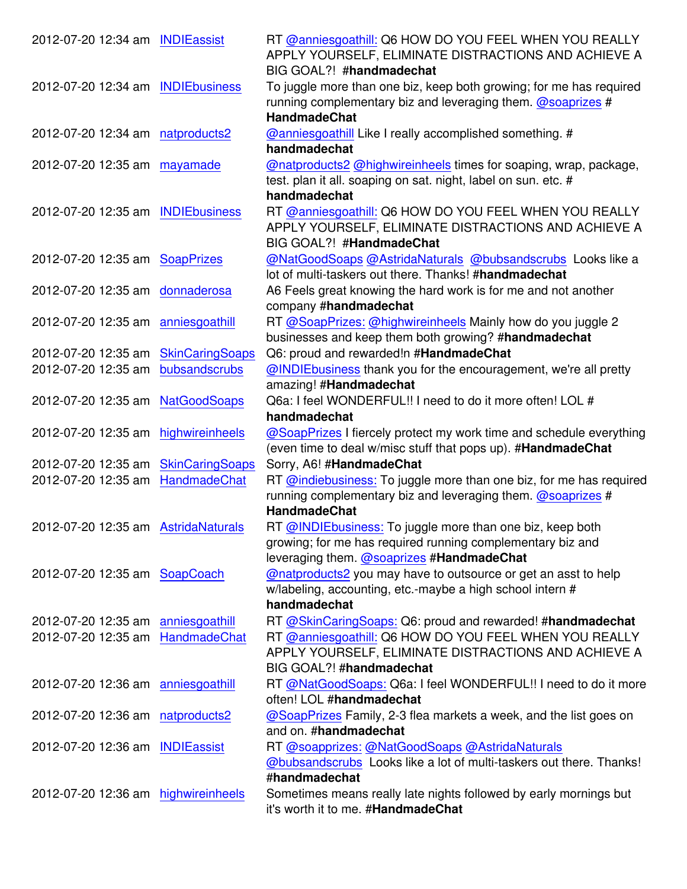| | | |
|---|---|---|
| 2012-07-20 12:34 am | INDIEassist | RT @anniesgoathill: Q6 HOW DO YOU FEEL WHEN YOU REALLY APPLY YOURSELF, ELIMINATE DISTRACTIONS AND ACHIEVE A BIG GOAL?! **#handmadechat** |
| 2012-07-20 12:34 am | INDIEbusiness | To juggle more than one biz, keep both growing; for me has required running complementary biz and leveraging them. @soaprizes # **HandmadeChat** |
| 2012-07-20 12:34 am | natproducts2 | @anniesgoathill Like I really accomplished something. # **handmadechat** |
| 2012-07-20 12:35 am | mayamade | @natproducts2 @highwireinheels times for soaping, wrap, package, test. plan it all. soaping on sat. night, label on sun. etc. # **handmadechat** |
| 2012-07-20 12:35 am | INDIEbusiness | RT @anniesgoathill: Q6 HOW DO YOU FEEL WHEN YOU REALLY APPLY YOURSELF, ELIMINATE DISTRACTIONS AND ACHIEVE A BIG GOAL?! **#HandmadeChat** |
| 2012-07-20 12:35 am | SoapPrizes | @NatGoodSoaps @AstridaNaturals @bubsandscrubs Looks like a lot of multi-taskers out there. Thanks! **#handmadechat** |
| 2012-07-20 12:35 am | donnaderosa | A6 Feels great knowing the hard work is for me and not another company **#handmadechat** |
| 2012-07-20 12:35 am | anniesgoathill | RT @SoapPrizes: @highwireinheels Mainly how do you juggle 2 businesses and keep them both growing? **#handmadechat** |
| 2012-07-20 12:35 am | SkinCaringSoaps | Q6: proud and rewarded!n **#HandmadeChat** |
| 2012-07-20 12:35 am | bubsandscrubs | @INDIEbusiness thank you for the encouragement, we're all pretty amazing! **#Handmadechat** |
| 2012-07-20 12:35 am | NatGoodSoaps | Q6a: I feel WONDERFUL!! I need to do it more often! LOL # **handmadechat** |
| 2012-07-20 12:35 am | highwireinheels | @SoapPrizes I fiercely protect my work time and schedule everything (even time to deal w/misc stuff that pops up). **#HandmadeChat** |
| 2012-07-20 12:35 am | SkinCaringSoaps | Sorry, A6! **#HandmadeChat** |
| 2012-07-20 12:35 am | HandmadeChat | RT @indiebusiness: To juggle more than one biz, for me has required running complementary biz and leveraging them. @soaprizes # **HandmadeChat** |
| 2012-07-20 12:35 am | AstridaNaturals | RT @INDIEbusiness: To juggle more than one biz, keep both growing; for me has required running complementary biz and leveraging them. @soaprizes **#HandmadeChat** |
| 2012-07-20 12:35 am | SoapCoach | @natproducts2 you may have to outsource or get an asst to help w/labeling, accounting, etc.-maybe a high school intern # **handmadechat** |
| 2012-07-20 12:35 am | anniesgoathill | RT @SkinCaringSoaps: Q6: proud and rewarded! **#handmadechat** |
| 2012-07-20 12:35 am | HandmadeChat | RT @anniesgoathill: Q6 HOW DO YOU FEEL WHEN YOU REALLY APPLY YOURSELF, ELIMINATE DISTRACTIONS AND ACHIEVE A BIG GOAL?! **#handmadechat** |
| 2012-07-20 12:36 am | anniesgoathill | RT @NatGoodSoaps: Q6a: I feel WONDERFUL!! I need to do it more often! LOL **#handmadechat** |
| 2012-07-20 12:36 am | natproducts2 | @SoapPrizes Family, 2-3 flea markets a week, and the list goes on and on. **#handmadechat** |
| 2012-07-20 12:36 am | INDIEassist | RT @soapprizes: @NatGoodSoaps @AstridaNaturals @bubsandscrubs Looks like a lot of multi-taskers out there. Thanks! **#handmadechat** |
| 2012-07-20 12:36 am | highwireinheels | Sometimes means really late nights followed by early mornings but it's worth it to me. **#HandmadeChat** |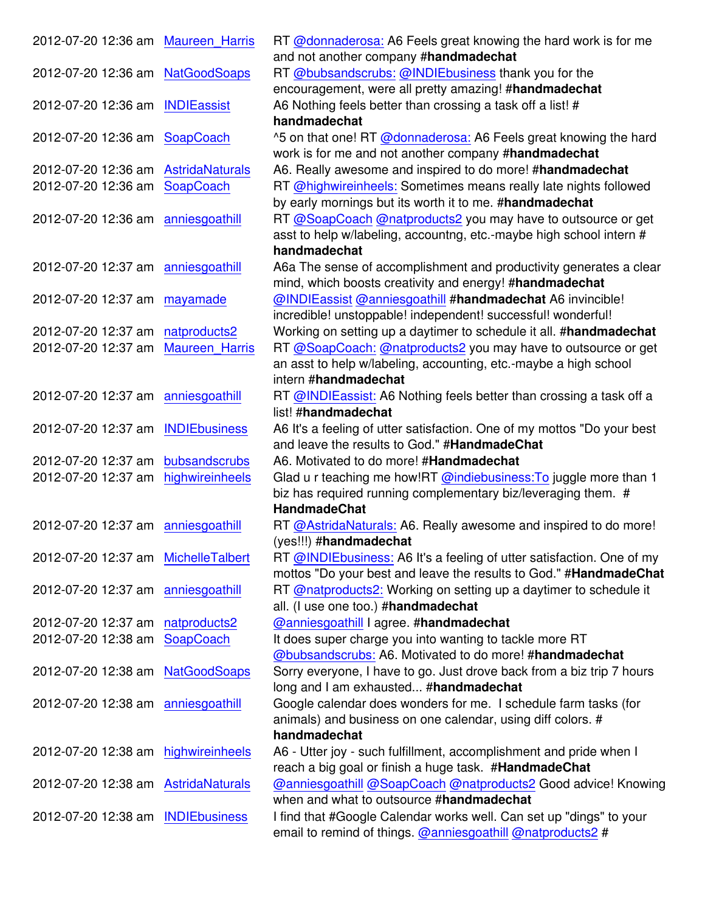| | | |
|---|---|---|
| 2012-07-20 12:36 am | Maureen_Harris | RT @donnaderosa: A6 Feels great knowing the hard work is for me and not another company **#handmadechat** |
| 2012-07-20 12:36 am | NatGoodSoaps | RT @bubsandscrubs: @INDIEbusiness thank you for the encouragement, were all pretty amazing! **#handmadechat** |
| 2012-07-20 12:36 am | INDIEassist | A6 Nothing feels better than crossing a task off a list! # **handmadechat** |
| 2012-07-20 12:36 am | SoapCoach | ^5 on that one! RT @donnaderosa: A6 Feels great knowing the hard work is for me and not another company **#handmadechat** |
| 2012-07-20 12:36 am | AstridaNaturals | A6. Really awesome and inspired to do more! **#handmadechat** |
| 2012-07-20 12:36 am | SoapCoach | RT @highwireinheels: Sometimes means really late nights followed by early mornings but its worth it to me. **#handmadechat** |
| 2012-07-20 12:36 am | anniesgoathill | RT @SoapCoach @natproducts2 you may have to outsource or get asst to help w/labeling, accountng, etc.-maybe high school intern # **handmadechat** |
| 2012-07-20 12:37 am | anniesgoathill | A6a The sense of accomplishment and productivity generates a clear mind, which boosts creativity and energy! **#handmadechat** |
| 2012-07-20 12:37 am | mayamade | @INDIEassist @anniesgoathill **#handmadechat** A6 invincible! incredible! unstoppable! independent! successful! wonderful! |
| 2012-07-20 12:37 am | natproducts2 | Working on setting up a daytimer to schedule it all. **#handmadechat** |
| 2012-07-20 12:37 am | Maureen_Harris | RT @SoapCoach: @natproducts2 you may have to outsource or get an asst to help w/labeling, accounting, etc.-maybe a high school intern **#handmadechat** |
| 2012-07-20 12:37 am | anniesgoathill | RT @INDIEassist: A6 Nothing feels better than crossing a task off a list! **#handmadechat** |
| 2012-07-20 12:37 am | INDIEbusiness | A6 It's a feeling of utter satisfaction. One of my mottos "Do your best and leave the results to God." **#HandmadeChat** |
| 2012-07-20 12:37 am | bubsandscrubs | A6. Motivated to do more! **#Handmadechat** |
| 2012-07-20 12:37 am | highwireinheels | Glad u r teaching me how!RT @indiebusiness:To juggle more than 1 biz has required running complementary biz/leveraging them. # **HandmadeChat** |
| 2012-07-20 12:37 am | anniesgoathill | RT @AstridaNaturals: A6. Really awesome and inspired to do more! (yes!!!) **#handmadechat** |
| 2012-07-20 12:37 am | MichelleTalbert | RT @INDIEbusiness: A6 It's a feeling of utter satisfaction. One of my mottos "Do your best and leave the results to God." **#HandmadeChat** |
| 2012-07-20 12:37 am | anniesgoathill | RT @natproducts2: Working on setting up a daytimer to schedule it all. (I use one too.) **#handmadechat** |
| 2012-07-20 12:37 am | natproducts2 | @anniesgoathill I agree. **#handmadechat** |
| 2012-07-20 12:38 am | SoapCoach | It does super charge you into wanting to tackle more RT @bubsandscrubs: A6. Motivated to do more! **#handmadechat** |
| 2012-07-20 12:38 am | NatGoodSoaps | Sorry everyone, I have to go. Just drove back from a biz trip 7 hours long and I am exhausted... **#handmadechat** |
| 2012-07-20 12:38 am | anniesgoathill | Google calendar does wonders for me. I schedule farm tasks (for animals) and business on one calendar, using diff colors. # **handmadechat** |
| 2012-07-20 12:38 am | highwireinheels | A6 - Utter joy - such fulfillment, accomplishment and pride when I reach a big goal or finish a huge task. **#HandmadeChat** |
| 2012-07-20 12:38 am | AstridaNaturals | @anniesgoathill @SoapCoach @natproducts2 Good advice! Knowing when and what to outsource **#handmadechat** |
| 2012-07-20 12:38 am | INDIEbusiness | I find that #Google Calendar works well. Can set up "dings" to your email to remind of things. @anniesgoathill @natproducts2 # |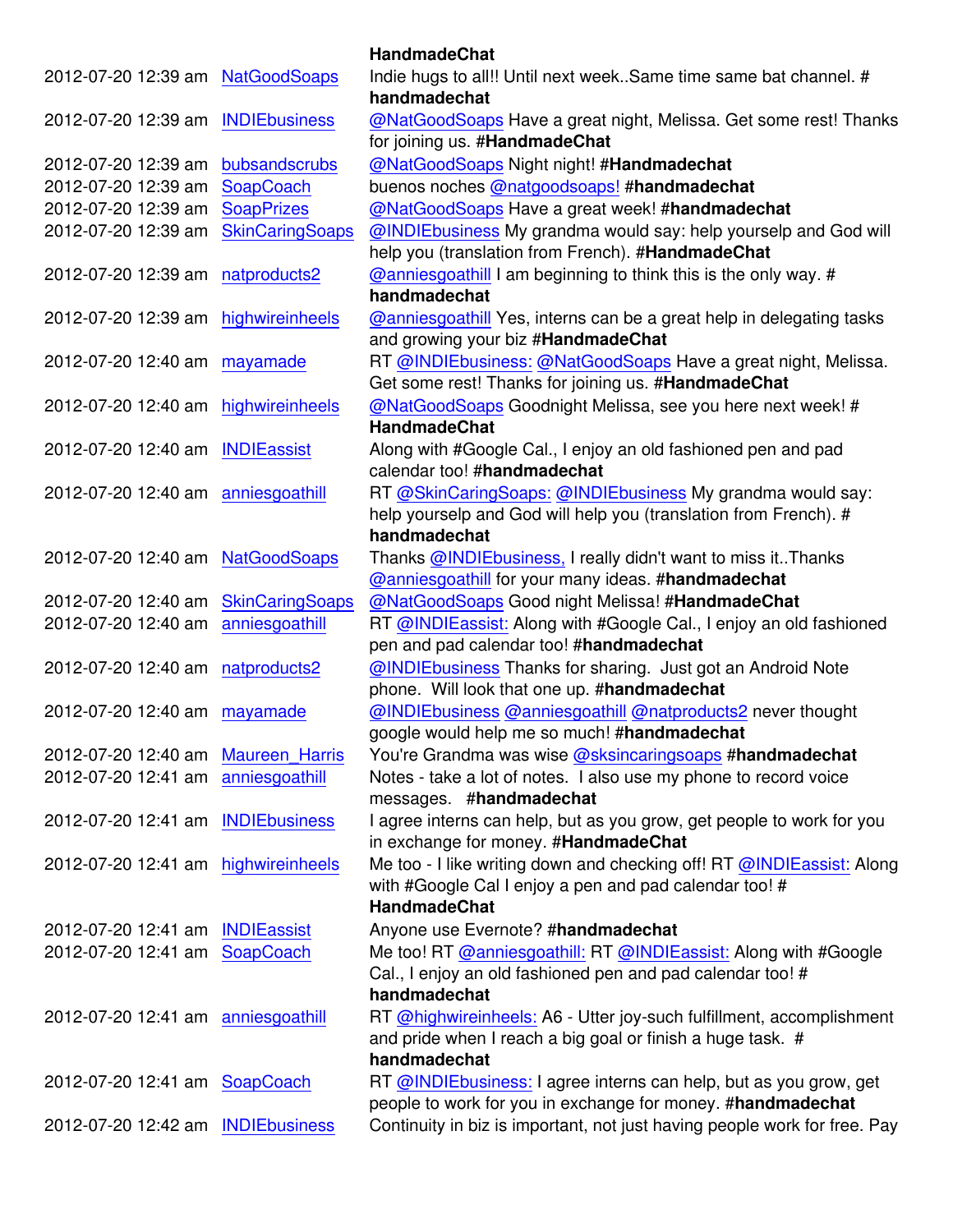| | | HandmadeChat |
|---|---|---|
| 2012-07-20 12:39 am | NatGoodSoaps | Indie hugs to all!! Until next week..Same time same bat channel. # **handmadechat** |
| 2012-07-20 12:39 am | INDIEbusiness | @NatGoodSoaps Have a great night, Melissa. Get some rest! Thanks for joining us. #**HandmadeChat** |
| 2012-07-20 12:39 am | bubsandscrubs | @NatGoodSoaps Night night! #**Handmadechat** |
| 2012-07-20 12:39 am | SoapCoach | buenos noches @natgoodsoaps! #**handmadechat** |
| 2012-07-20 12:39 am | SoapPrizes | @NatGoodSoaps Have a great week! #**handmadechat** |
| 2012-07-20 12:39 am | SkinCaringSoaps | @INDIEbusiness My grandma would say: help yourselp and God will help you (translation from French). #**HandmadeChat** |
| 2012-07-20 12:39 am | natproducts2 | @anniesgoathill I am beginning to think this is the only way. # **handmadechat** |
| 2012-07-20 12:39 am | highwireinheels | @anniesgoathill Yes, interns can be a great help in delegating tasks and growing your biz #**HandmadeChat** |
| 2012-07-20 12:40 am | mayamade | RT @INDIEbusiness: @NatGoodSoaps Have a great night, Melissa. Get some rest! Thanks for joining us. #**HandmadeChat** |
| 2012-07-20 12:40 am | highwireinheels | @NatGoodSoaps Goodnight Melissa, see you here next week! # **HandmadeChat** |
| 2012-07-20 12:40 am | INDIEassist | Along with #Google Cal., I enjoy an old fashioned pen and pad calendar too! #**handmadechat** |
| 2012-07-20 12:40 am | anniesgoathill | RT @SkinCaringSoaps: @INDIEbusiness My grandma would say: help yourselp and God will help you (translation from French). # **handmadechat** |
| 2012-07-20 12:40 am | NatGoodSoaps | Thanks @INDIEbusiness, I really didn't want to miss it..Thanks @anniesgoathill for your many ideas. #**handmadechat** |
| 2012-07-20 12:40 am | SkinCaringSoaps | @NatGoodSoaps Good night Melissa! #**HandmadeChat** |
| 2012-07-20 12:40 am | anniesgoathill | RT @INDIEassist: Along with #Google Cal., I enjoy an old fashioned pen and pad calendar too! #**handmadechat** |
| 2012-07-20 12:40 am | natproducts2 | @INDIEbusiness Thanks for sharing. Just got an Android Note phone. Will look that one up. #**handmadechat** |
| 2012-07-20 12:40 am | mayamade | @INDIEbusiness @anniesgoathill @natproducts2 never thought google would help me so much! #**handmadechat** |
| 2012-07-20 12:40 am | Maureen_Harris | You're Grandma was wise @sksincaringsoaps #**handmadechat** |
| 2012-07-20 12:41 am | anniesgoathill | Notes - take a lot of notes. I also use my phone to record voice messages. #**handmadechat** |
| 2012-07-20 12:41 am | INDIEbusiness | I agree interns can help, but as you grow, get people to work for you in exchange for money. #**HandmadeChat** |
| 2012-07-20 12:41 am | highwireinheels | Me too - I like writing down and checking off! RT @INDIEassist: Along with #Google Cal I enjoy a pen and pad calendar too! # **HandmadeChat** |
| 2012-07-20 12:41 am | INDIEassist | Anyone use Evernote? #**handmadechat** |
| 2012-07-20 12:41 am | SoapCoach | Me too! RT @anniesgoathill: RT @INDIEassist: Along with #Google Cal., I enjoy an old fashioned pen and pad calendar too! # **handmadechat** |
| 2012-07-20 12:41 am | anniesgoathill | RT @highwireinheels: A6 - Utter joy-such fulfillment, accomplishment and pride when I reach a big goal or finish a huge task. # **handmadechat** |
| 2012-07-20 12:41 am | SoapCoach | RT @INDIEbusiness: I agree interns can help, but as you grow, get people to work for you in exchange for money. #**handmadechat** |
| 2012-07-20 12:42 am | INDIEbusiness | Continuity in biz is important, not just having people work for free. Pay |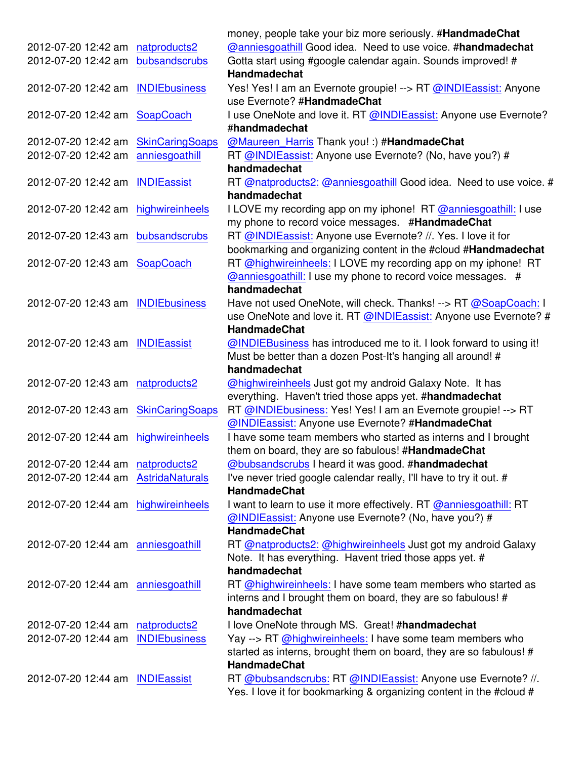| | | money, people take your biz more seriously. #**HandmadeChat** |
|---|---|---|
| 2012-07-20 12:42 am | natproducts2 | @anniesgoathill Good idea. Need to use voice. #**handmadechat** |
| 2012-07-20 12:42 am | bubsandscrubs | Gotta start using #google calendar again. Sounds improved! #**Handmadechat** |
| 2012-07-20 12:42 am | INDIEbusiness | Yes! Yes! I am an Evernote groupie! --> RT @INDIEassist: Anyone use Evernote? #**HandmadeChat** |
| 2012-07-20 12:42 am | SoapCoach | I use OneNote and love it. RT @INDIEassist: Anyone use Evernote? #**handmadechat** |
| 2012-07-20 12:42 am | SkinCaringSoaps | @Maureen_Harris Thank you! :) #**HandmadeChat** |
| 2012-07-20 12:42 am | anniesgoathill | RT @INDIEassist: Anyone use Evernote? (No, have you?) #**handmadechat** |
| 2012-07-20 12:42 am | INDIEassist | RT @natproducts2: @anniesgoathill Good idea. Need to use voice. #**handmadechat** |
| 2012-07-20 12:42 am | highwireinheels | I LOVE my recording app on my iphone! RT @anniesgoathill: I use my phone to record voice messages. #**HandmadeChat** |
| 2012-07-20 12:43 am | bubsandscrubs | RT @INDIEassist: Anyone use Evernote? //. Yes. I love it for bookmarking and organizing content in the #cloud #**Handmadechat** |
| 2012-07-20 12:43 am | SoapCoach | RT @highwireinheels: I LOVE my recording app on my iphone! RT @anniesgoathill: I use my phone to record voice messages. #**handmadechat** |
| 2012-07-20 12:43 am | INDIEbusiness | Have not used OneNote, will check. Thanks! --> RT @SoapCoach: I use OneNote and love it. RT @INDIEassist: Anyone use Evernote? #**HandmadeChat** |
| 2012-07-20 12:43 am | INDIEassist | @INDIEBusiness has introduced me to it. I look forward to using it! Must be better than a dozen Post-It's hanging all around! #**handmadechat** |
| 2012-07-20 12:43 am | natproducts2 | @highwireinheels Just got my android Galaxy Note. It has everything. Haven't tried those apps yet. #**handmadechat** |
| 2012-07-20 12:43 am | SkinCaringSoaps | RT @INDIEbusiness: Yes! Yes! I am an Evernote groupie! --> RT @INDIEassist: Anyone use Evernote? #**HandmadeChat** |
| 2012-07-20 12:44 am | highwireinheels | I have some team members who started as interns and I brought them on board, they are so fabulous! #**HandmadeChat** |
| 2012-07-20 12:44 am | natproducts2 | @bubsandscrubs I heard it was good. #**handmadechat** |
| 2012-07-20 12:44 am | AstridaNaturals | I've never tried google calendar really, I'll have to try it out. #**HandmadeChat** |
| 2012-07-20 12:44 am | highwireinheels | I want to learn to use it more effectively. RT @anniesgoathill: RT @INDIEassist: Anyone use Evernote? (No, have you?) #**HandmadeChat** |
| 2012-07-20 12:44 am | anniesgoathill | RT @natproducts2: @highwireinheels Just got my android Galaxy Note. It has everything. Havent tried those apps yet. #**handmadechat** |
| 2012-07-20 12:44 am | anniesgoathill | RT @highwireinheels: I have some team members who started as interns and I brought them on board, they are so fabulous! #**handmadechat** |
| 2012-07-20 12:44 am | natproducts2 | I love OneNote through MS. Great! #**handmadechat** |
| 2012-07-20 12:44 am | INDIEbusiness | Yay --> RT @highwireinheels: I have some team members who started as interns, brought them on board, they are so fabulous! #**HandmadeChat** |
| 2012-07-20 12:44 am | INDIEassist | RT @bubsandscrubs: RT @INDIEassist: Anyone use Evernote? //. Yes. I love it for bookmarking & organizing content in the #cloud # |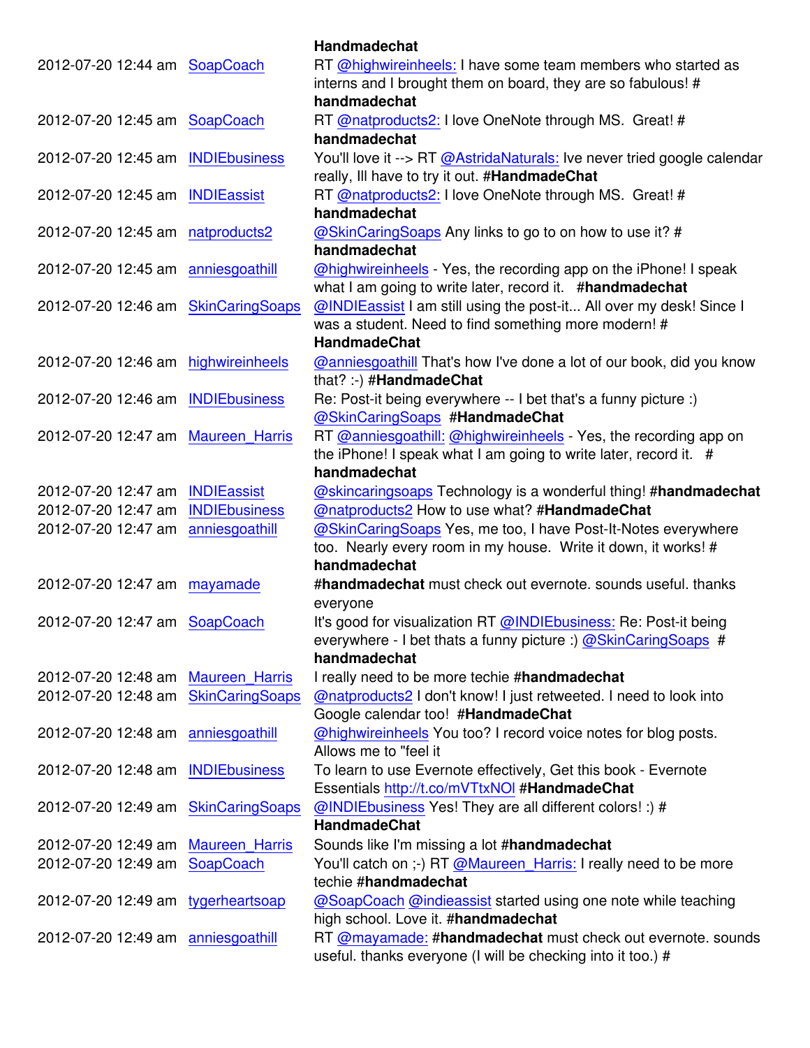| | | Handmadechat |
|---|---|---|
| 2012-07-20 12:44 am | SoapCoach | RT @highwireinheels: I have some team members who started as interns and I brought them on board, they are so fabulous! # **handmadechat** |
| 2012-07-20 12:45 am | SoapCoach | RT @natproducts2: I love OneNote through MS. Great! # **handmadechat** |
| 2012-07-20 12:45 am | INDIEbusiness | You'll love it --> RT @AstridaNaturals: Ive never tried google calendar really, Ill have to try it out. #**HandmadeChat** |
| 2012-07-20 12:45 am | INDIEassist | RT @natproducts2: I love OneNote through MS. Great! # **handmadechat** |
| 2012-07-20 12:45 am | natproducts2 | @SkinCaringSoaps Any links to go to on how to use it? # **handmadechat** |
| 2012-07-20 12:45 am | anniesgoathill | @highwireinheels - Yes, the recording app on the iPhone! I speak what I am going to write later, record it. #**handmadechat** |
| 2012-07-20 12:46 am | SkinCaringSoaps | @INDIEassist I am still using the post-it... All over my desk! Since I was a student. Need to find something more modern! # **HandmadeChat** |
| 2012-07-20 12:46 am | highwireinheels | @anniesgoathill That's how I've done a lot of our book, did you know that? :-) #**HandmadeChat** |
| 2012-07-20 12:46 am | INDIEbusiness | Re: Post-it being everywhere -- I bet that's a funny picture :) @SkinCaringSoaps #**HandmadeChat** |
| 2012-07-20 12:47 am | Maureen_Harris | RT @anniesgoathill: @highwireinheels - Yes, the recording app on the iPhone! I speak what I am going to write later, record it. # **handmadechat** |
| 2012-07-20 12:47 am | INDIEassist | @skincaringsoaps Technology is a wonderful thing! #**handmadechat** |
| 2012-07-20 12:47 am | INDIEbusiness | @natproducts2 How to use what? #**HandmadeChat** |
| 2012-07-20 12:47 am | anniesgoathill | @SkinCaringSoaps Yes, me too, I have Post-It-Notes everywhere too. Nearly every room in my house. Write it down, it works! # **handmadechat** |
| 2012-07-20 12:47 am | mayamade | #**handmadechat** must check out evernote. sounds useful. thanks everyone |
| 2012-07-20 12:47 am | SoapCoach | It's good for visualization RT @INDIEbusiness: Re: Post-it being everywhere - I bet thats a funny picture :) @SkinCaringSoaps # **handmadechat** |
| 2012-07-20 12:48 am | Maureen_Harris | I really need to be more techie #**handmadechat** |
| 2012-07-20 12:48 am | SkinCaringSoaps | @natproducts2 I don't know! I just retweeted. I need to look into Google calendar too! #**HandmadeChat** |
| 2012-07-20 12:48 am | anniesgoathill | @highwireinheels You too? I record voice notes for blog posts. Allows me to "feel it |
| 2012-07-20 12:48 am | INDIEbusiness | To learn to use Evernote effectively, Get this book - Evernote Essentials http://t.co/mVTtxNOl #**HandmadeChat** |
| 2012-07-20 12:49 am | SkinCaringSoaps | @INDIEbusiness Yes! They are all different colors! :) # **HandmadeChat** |
| 2012-07-20 12:49 am | Maureen_Harris | Sounds like I'm missing a lot #**handmadechat** |
| 2012-07-20 12:49 am | SoapCoach | You'll catch on ;-) RT @Maureen_Harris: I really need to be more techie #**handmadechat** |
| 2012-07-20 12:49 am | tygerheartsoap | @SoapCoach @indieassist started using one note while teaching high school. Love it. #**handmadechat** |
| 2012-07-20 12:49 am | anniesgoathill | RT @mayamade: #**handmadechat** must check out evernote. sounds useful. thanks everyone (I will be checking into it too.) # |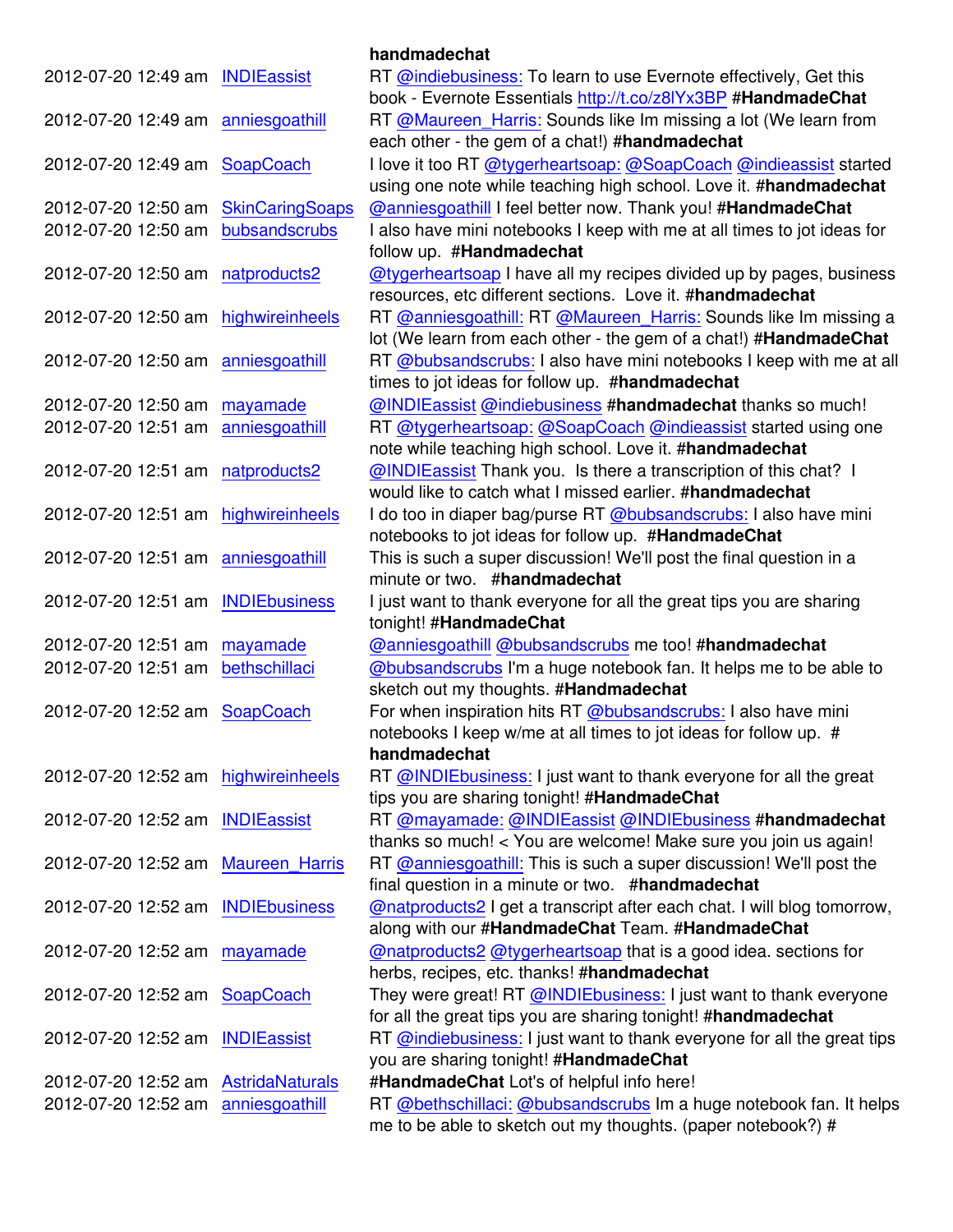| | | handmadechat |
|---|---|---|
| 2012-07-20 12:49 am | INDIEassist | RT @indiebusiness: To learn to use Evernote effectively, Get this book - Evernote Essentials http://t.co/z8lYx3BP **#HandmadeChat** |
| 2012-07-20 12:49 am | anniesgoathill | RT @Maureen_Harris: Sounds like Im missing a lot (We learn from each other - the gem of a chat!) **#handmadechat** |
| 2012-07-20 12:49 am | SoapCoach | I love it too RT @tygerheartsoap: @SoapCoach @indieassist started using one note while teaching high school. Love it. **#handmadechat** |
| 2012-07-20 12:50 am | SkinCaringSoaps | @anniesgoathill I feel better now. Thank you! **#HandmadeChat** |
| 2012-07-20 12:50 am | bubsandscrubs | I also have mini notebooks I keep with me at all times to jot ideas for follow up. **#Handmadechat** |
| 2012-07-20 12:50 am | natproducts2 | @tygerheartsoap I have all my recipes divided up by pages, business resources, etc different sections. Love it. **#handmadechat** |
| 2012-07-20 12:50 am | highwireinheels | RT @anniesgoathill: RT @Maureen_Harris: Sounds like Im missing a lot (We learn from each other - the gem of a chat!) **#HandmadeChat** |
| 2012-07-20 12:50 am | anniesgoathill | RT @bubsandscrubs: I also have mini notebooks I keep with me at all times to jot ideas for follow up. **#handmadechat** |
| 2012-07-20 12:50 am | mayamade | @INDIEassist @indiebusiness **#handmadechat** thanks so much! |
| 2012-07-20 12:51 am | anniesgoathill | RT @tygerheartsoap: @SoapCoach @indieassist started using one note while teaching high school. Love it. **#handmadechat** |
| 2012-07-20 12:51 am | natproducts2 | @INDIEassist Thank you. Is there a transcription of this chat? I would like to catch what I missed earlier. **#handmadechat** |
| 2012-07-20 12:51 am | highwireinheels | I do too in diaper bag/purse RT @bubsandscrubs: I also have mini notebooks to jot ideas for follow up. **#HandmadeChat** |
| 2012-07-20 12:51 am | anniesgoathill | This is such a super discussion! We'll post the final question in a minute or two. **#handmadechat** |
| 2012-07-20 12:51 am | INDIEbusiness | I just want to thank everyone for all the great tips you are sharing tonight! **#HandmadeChat** |
| 2012-07-20 12:51 am | mayamade | @anniesgoathill @bubsandscrubs me too! **#handmadechat** |
| 2012-07-20 12:51 am | bethschillaci | @bubsandscrubs I'm a huge notebook fan. It helps me to be able to sketch out my thoughts. **#Handmadechat** |
| 2012-07-20 12:52 am | SoapCoach | For when inspiration hits RT @bubsandscrubs: I also have mini notebooks I keep w/me at all times to jot ideas for follow up. # **handmadechat** |
| 2012-07-20 12:52 am | highwireinheels | RT @INDIEbusiness: I just want to thank everyone for all the great tips you are sharing tonight! **#HandmadeChat** |
| 2012-07-20 12:52 am | INDIEassist | RT @mayamade: @INDIEassist @INDIEbusiness **#handmadechat** thanks so much! < You are welcome! Make sure you join us again! |
| 2012-07-20 12:52 am | Maureen_Harris | RT @anniesgoathill: This is such a super discussion! We'll post the final question in a minute or two. **#handmadechat** |
| 2012-07-20 12:52 am | INDIEbusiness | @natproducts2 I get a transcript after each chat. I will blog tomorrow, along with our **#HandmadeChat** Team. **#HandmadeChat** |
| 2012-07-20 12:52 am | mayamade | @natproducts2 @tygerheartsoap that is a good idea. sections for herbs, recipes, etc. thanks! **#handmadechat** |
| 2012-07-20 12:52 am | SoapCoach | They were great! RT @INDIEbusiness: I just want to thank everyone for all the great tips you are sharing tonight! **#handmadechat** |
| 2012-07-20 12:52 am | INDIEassist | RT @indiebusiness: I just want to thank everyone for all the great tips you are sharing tonight! **#HandmadeChat** |
| 2012-07-20 12:52 am | AstridaNaturals | **#HandmadeChat** Lot's of helpful info here! |
| 2012-07-20 12:52 am | anniesgoathill | RT @bethschillaci: @bubsandscrubs Im a huge notebook fan. It helps me to be able to sketch out my thoughts. (paper notebook?) # |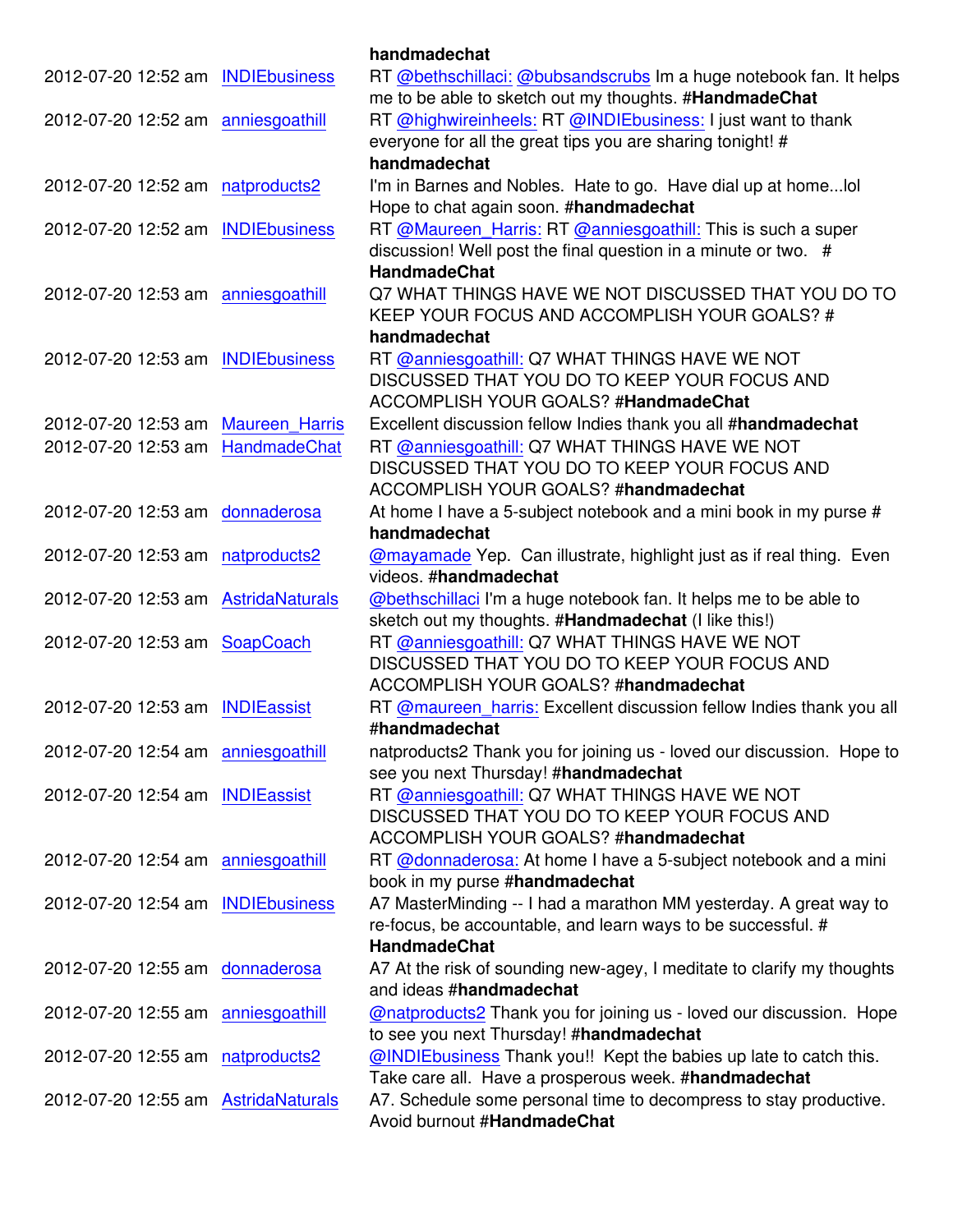| | | handmadechat |
|---|---|---|
| 2012-07-20 12:52 am | INDIEbusiness | RT @bethschillaci: @bubsandscrubs Im a huge notebook fan. It helps me to be able to sketch out my thoughts. #HandmadeChat |
| 2012-07-20 12:52 am | anniesgoathill | RT @highwireinheels: RT @INDIEbusiness: I just want to thank everyone for all the great tips you are sharing tonight! #handmadechat |
| 2012-07-20 12:52 am | natproducts2 | I'm in Barnes and Nobles. Hate to go. Have dial up at home...lol Hope to chat again soon. #handmadechat |
| 2012-07-20 12:52 am | INDIEbusiness | RT @Maureen_Harris: RT @anniesgoathill: This is such a super discussion! Well post the final question in a minute or two. #HandmadeChat |
| 2012-07-20 12:53 am | anniesgoathill | Q7 WHAT THINGS HAVE WE NOT DISCUSSED THAT YOU DO TO KEEP YOUR FOCUS AND ACCOMPLISH YOUR GOALS? #handmadechat |
| 2012-07-20 12:53 am | INDIEbusiness | RT @anniesgoathill: Q7 WHAT THINGS HAVE WE NOT DISCUSSED THAT YOU DO TO KEEP YOUR FOCUS AND ACCOMPLISH YOUR GOALS? #HandmadeChat |
| 2012-07-20 12:53 am | Maureen_Harris | Excellent discussion fellow Indies thank you all #handmadechat |
| 2012-07-20 12:53 am | HandmadeChat | RT @anniesgoathill: Q7 WHAT THINGS HAVE WE NOT DISCUSSED THAT YOU DO TO KEEP YOUR FOCUS AND ACCOMPLISH YOUR GOALS? #handmadechat |
| 2012-07-20 12:53 am | donnaderosa | At home I have a 5-subject notebook and a mini book in my purse #handmadechat |
| 2012-07-20 12:53 am | natproducts2 | @mayamade Yep. Can illustrate, highlight just as if real thing. Even videos. #handmadechat |
| 2012-07-20 12:53 am | AstridaNaturals | @bethschillaci I'm a huge notebook fan. It helps me to be able to sketch out my thoughts. #Handmadechat (I like this!) |
| 2012-07-20 12:53 am | SoapCoach | RT @anniesgoathill: Q7 WHAT THINGS HAVE WE NOT DISCUSSED THAT YOU DO TO KEEP YOUR FOCUS AND ACCOMPLISH YOUR GOALS? #handmadechat |
| 2012-07-20 12:53 am | INDIEassist | RT @maureen_harris: Excellent discussion fellow Indies thank you all #handmadechat |
| 2012-07-20 12:54 am | anniesgoathill | natproducts2 Thank you for joining us - loved our discussion. Hope to see you next Thursday! #handmadechat |
| 2012-07-20 12:54 am | INDIEassist | RT @anniesgoathill: Q7 WHAT THINGS HAVE WE NOT DISCUSSED THAT YOU DO TO KEEP YOUR FOCUS AND ACCOMPLISH YOUR GOALS? #handmadechat |
| 2012-07-20 12:54 am | anniesgoathill | RT @donnaderosa: At home I have a 5-subject notebook and a mini book in my purse #handmadechat |
| 2012-07-20 12:54 am | INDIEbusiness | A7 MasterMinding -- I had a marathon MM yesterday. A great way to re-focus, be accountable, and learn ways to be successful. #HandmadeChat |
| 2012-07-20 12:55 am | donnaderosa | A7 At the risk of sounding new-agey, I meditate to clarify my thoughts and ideas #handmadechat |
| 2012-07-20 12:55 am | anniesgoathill | @natproducts2 Thank you for joining us - loved our discussion. Hope to see you next Thursday! #handmadechat |
| 2012-07-20 12:55 am | natproducts2 | @INDIEbusiness Thank you!! Kept the babies up late to catch this. Take care all. Have a prosperous week. #handmadechat |
| 2012-07-20 12:55 am | AstridaNaturals | A7. Schedule some personal time to decompress to stay productive. Avoid burnout #HandmadeChat |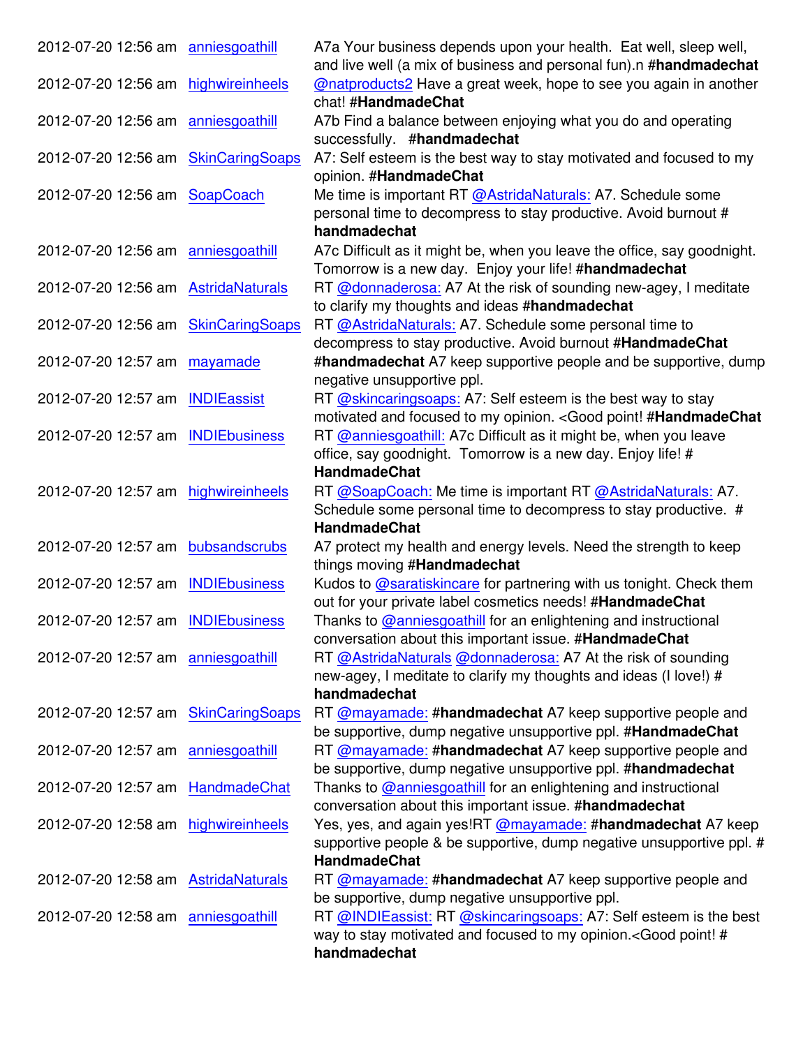| | | |
|---|---|---|
| 2012-07-20 12:56 am | anniesgoathill | A7a Your business depends upon your health. Eat well, sleep well, and live well (a mix of business and personal fun).n #**handmadechat** |
| 2012-07-20 12:56 am | highwireinheels | @natproducts2 Have a great week, hope to see you again in another chat! #**HandmadeChat** |
| 2012-07-20 12:56 am | anniesgoathill | A7b Find a balance between enjoying what you do and operating successfully. #**handmadechat** |
| 2012-07-20 12:56 am | SkinCaringSoaps | A7: Self esteem is the best way to stay motivated and focused to my opinion. #**HandmadeChat** |
| 2012-07-20 12:56 am | SoapCoach | Me time is important RT @AstridaNaturals: A7. Schedule some personal time to decompress to stay productive. Avoid burnout # **handmadechat** |
| 2012-07-20 12:56 am | anniesgoathill | A7c Difficult as it might be, when you leave the office, say goodnight. Tomorrow is a new day. Enjoy your life! #**handmadechat** |
| 2012-07-20 12:56 am | AstridaNaturals | RT @donnaderosa: A7 At the risk of sounding new-agey, I meditate to clarify my thoughts and ideas #**handmadechat** |
| 2012-07-20 12:56 am | SkinCaringSoaps | RT @AstridaNaturals: A7. Schedule some personal time to decompress to stay productive. Avoid burnout #**HandmadeChat** |
| 2012-07-20 12:57 am | mayamade | #**handmadechat** A7 keep supportive people and be supportive, dump negative unsupportive ppl. |
| 2012-07-20 12:57 am | INDIEassist | RT @skincaringsoaps: A7: Self esteem is the best way to stay motivated and focused to my opinion. <Good point! #**HandmadeChat** |
| 2012-07-20 12:57 am | INDIEbusiness | RT @anniesgoathill: A7c Difficult as it might be, when you leave office, say goodnight. Tomorrow is a new day. Enjoy life! # **HandmadeChat** |
| 2012-07-20 12:57 am | highwireinheels | RT @SoapCoach: Me time is important RT @AstridaNaturals: A7. Schedule some personal time to decompress to stay productive. # **HandmadeChat** |
| 2012-07-20 12:57 am | bubsandscrubs | A7 protect my health and energy levels. Need the strength to keep things moving #**Handmadechat** |
| 2012-07-20 12:57 am | INDIEbusiness | Kudos to @saratiskincare for partnering with us tonight. Check them out for your private label cosmetics needs! #**HandmadeChat** |
| 2012-07-20 12:57 am | INDIEbusiness | Thanks to @anniesgoathill for an enlightening and instructional conversation about this important issue. #**HandmadeChat** |
| 2012-07-20 12:57 am | anniesgoathill | RT @AstridaNaturals @donnaderosa: A7 At the risk of sounding new-agey, I meditate to clarify my thoughts and ideas (I love!) # **handmadechat** |
| 2012-07-20 12:57 am | SkinCaringSoaps | RT @mayamade: #**handmadechat** A7 keep supportive people and be supportive, dump negative unsupportive ppl. #**HandmadeChat** |
| 2012-07-20 12:57 am | anniesgoathill | RT @mayamade: #**handmadechat** A7 keep supportive people and be supportive, dump negative unsupportive ppl. #**handmadechat** |
| 2012-07-20 12:57 am | HandmadeChat | Thanks to @anniesgoathill for an enlightening and instructional conversation about this important issue. #**handmadechat** |
| 2012-07-20 12:58 am | highwireinheels | Yes, yes, and again yes!RT @mayamade: #**handmadechat** A7 keep supportive people & be supportive, dump negative unsupportive ppl. # **HandmadeChat** |
| 2012-07-20 12:58 am | AstridaNaturals | RT @mayamade: #**handmadechat** A7 keep supportive people and be supportive, dump negative unsupportive ppl. |
| 2012-07-20 12:58 am | anniesgoathill | RT @INDIEassist: RT @skincaringsoaps: A7: Self esteem is the best way to stay motivated and focused to my opinion.<Good point! # **handmadechat** |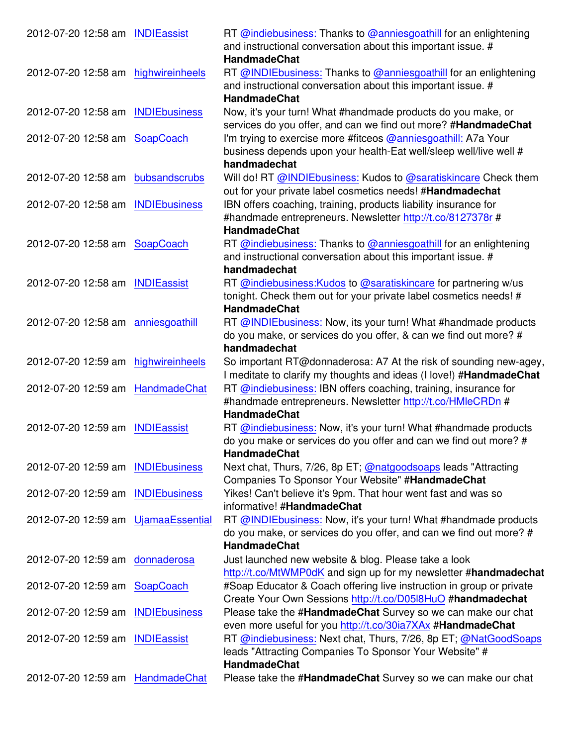| | | |
|---|---|---|
| 2012-07-20 12:58 am | INDIEassist | RT @indiebusiness: Thanks to @anniesgoathill for an enlightening and instructional conversation about this important issue. # **HandmadeChat** |
| 2012-07-20 12:58 am | highwireinheels | RT @INDIEbusiness: Thanks to @anniesgoathill for an enlightening and instructional conversation about this important issue. # **HandmadeChat** |
| 2012-07-20 12:58 am | INDIEbusiness | Now, it's your turn! What #handmade products do you make, or services do you offer, and can we find out more? #**HandmadeChat** |
| 2012-07-20 12:58 am | SoapCoach | I'm trying to exercise more #fitceos @anniesgoathill: A7a Your business depends upon your health-Eat well/sleep well/live well # **handmadechat** |
| 2012-07-20 12:58 am | bubsandscrubs | Will do! RT @INDIEbusiness: Kudos to @saratiskincare Check them out for your private label cosmetics needs! #**Handmadechat** |
| 2012-07-20 12:58 am | INDIEbusiness | IBN offers coaching, training, products liability insurance for #handmade entrepreneurs. Newsletter http://t.co/8127378r # **HandmadeChat** |
| 2012-07-20 12:58 am | SoapCoach | RT @indiebusiness: Thanks to @anniesgoathill for an enlightening and instructional conversation about this important issue. # **handmadechat** |
| 2012-07-20 12:58 am | INDIEassist | RT @indiebusiness:Kudos to @saratiskincare for partnering w/us tonight. Check them out for your private label cosmetics needs! # **HandmadeChat** |
| 2012-07-20 12:58 am | anniesgoathill | RT @INDIEbusiness: Now, its your turn! What #handmade products do you make, or services do you offer, & can we find out more? # **handmadechat** |
| 2012-07-20 12:59 am | highwireinheels | So important RT@donnaderosa: A7 At the risk of sounding new-agey, I meditate to clarify my thoughts and ideas (I love!) #**HandmadeChat** |
| 2012-07-20 12:59 am | HandmadeChat | RT @indiebusiness: IBN offers coaching, training, insurance for #handmade entrepreneurs. Newsletter http://t.co/HMleCRDn # **HandmadeChat** |
| 2012-07-20 12:59 am | INDIEassist | RT @indiebusiness: Now, it's your turn! What #handmade products do you make or services do you offer and can we find out more? # **HandmadeChat** |
| 2012-07-20 12:59 am | INDIEbusiness | Next chat, Thurs, 7/26, 8p ET; @natgoodsoaps leads "Attracting Companies To Sponsor Your Website" #**HandmadeChat** |
| 2012-07-20 12:59 am | INDIEbusiness | Yikes! Can't believe it's 9pm. That hour went fast and was so informative! #**HandmadeChat** |
| 2012-07-20 12:59 am | UjamaaEssential | RT @INDIEbusiness: Now, it's your turn! What #handmade products do you make, or services do you offer, and can we find out more? # **HandmadeChat** |
| 2012-07-20 12:59 am | donnaderosa | Just launched new website & blog. Please take a look http://t.co/MtWMP0dK and sign up for my newsletter #**handmadechat** |
| 2012-07-20 12:59 am | SoapCoach | #Soap Educator & Coach offering live instruction in group or private Create Your Own Sessions http://t.co/D05l8HuO #**handmadechat** |
| 2012-07-20 12:59 am | INDIEbusiness | Please take the #**HandmadeChat** Survey so we can make our chat even more useful for you http://t.co/30ia7XAx #**HandmadeChat** |
| 2012-07-20 12:59 am | INDIEassist | RT @indiebusiness: Next chat, Thurs, 7/26, 8p ET; @NatGoodSoaps leads "Attracting Companies To Sponsor Your Website" # **HandmadeChat** |
| 2012-07-20 12:59 am | HandmadeChat | Please take the #**HandmadeChat** Survey so we can make our chat |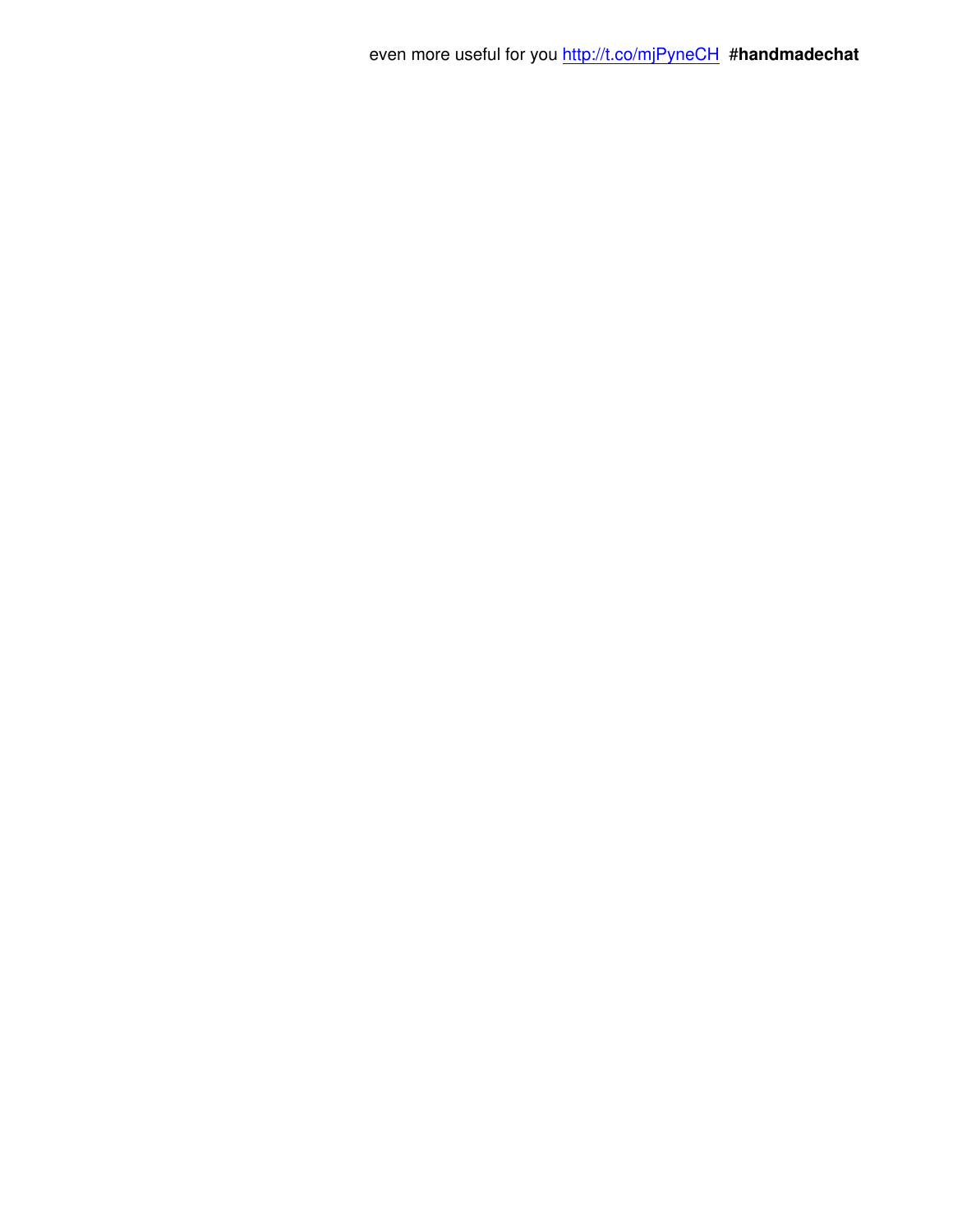even more useful for you http://t.co/mjPyneCH #**handmadechat**